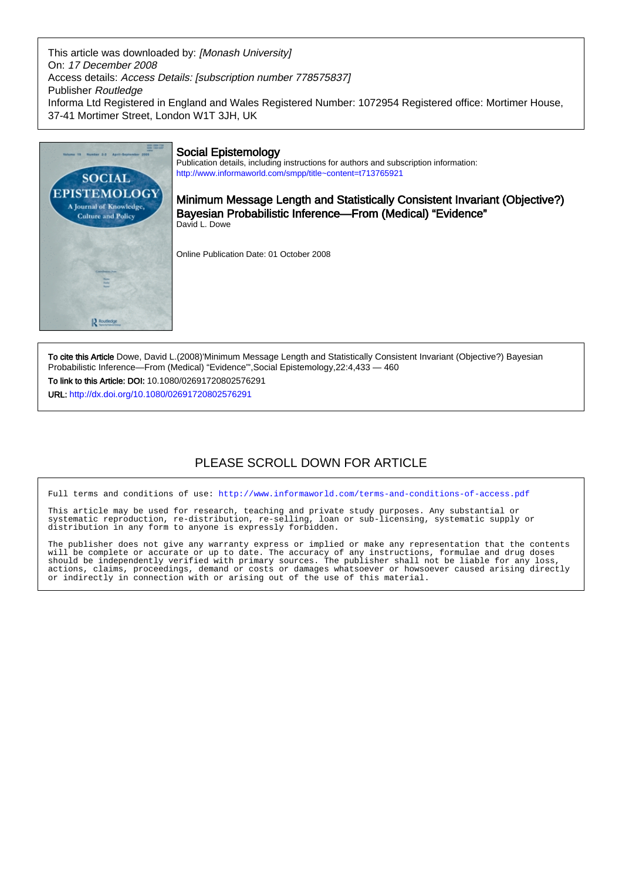This article was downloaded by: *[Monash University]*
On: *17 December 2008*
Access details: *Access Details: [subscription number 778575837]*
Publisher *Routledge*
Informa Ltd Registered in England and Wales Registered Number: 1072954 Registered office: Mortimer House, 37-41 Mortimer Street, London W1T 3JH, UK

## Social Epistemology

Publication details, including instructions for authors and subscription information:
http://www.informaworld.com/smpp/title~content=t713765921

# Minimum Message Length and Statistically Consistent Invariant (Objective?) Bayesian Probabilistic Inference—From (Medical) "Evidence"

David L. Dowe

Online Publication Date: 01 October 2008

**To cite this Article** Dowe, David L.(2008)'Minimum Message Length and Statistically Consistent Invariant (Objective?) Bayesian Probabilistic Inference—From (Medical) "Evidence"',Social Epistemology,22:4,433 — 460

**To link to this Article: DOI:** 10.1080/02691720802576291

**URL:** http://dx.doi.org/10.1080/02691720802576291

PLEASE SCROLL DOWN FOR ARTICLE

Full terms and conditions of use: http://www.informaworld.com/terms-and-conditions-of-access.pdf

This article may be used for research, teaching and private study purposes. Any substantial or systematic reproduction, re-distribution, re-selling, loan or sub-licensing, systematic supply or distribution in any form to anyone is expressly forbidden.

The publisher does not give any warranty express or implied or make any representation that the contents will be complete or accurate or up to date. The accuracy of any instructions, formulae and drug doses should be independently verified with primary sources. The publisher shall not be liable for any loss, actions, claims, proceedings, demand or costs or damages whatsoever or howsoever caused arising directly or indirectly in connection with or arising out of the use of this material.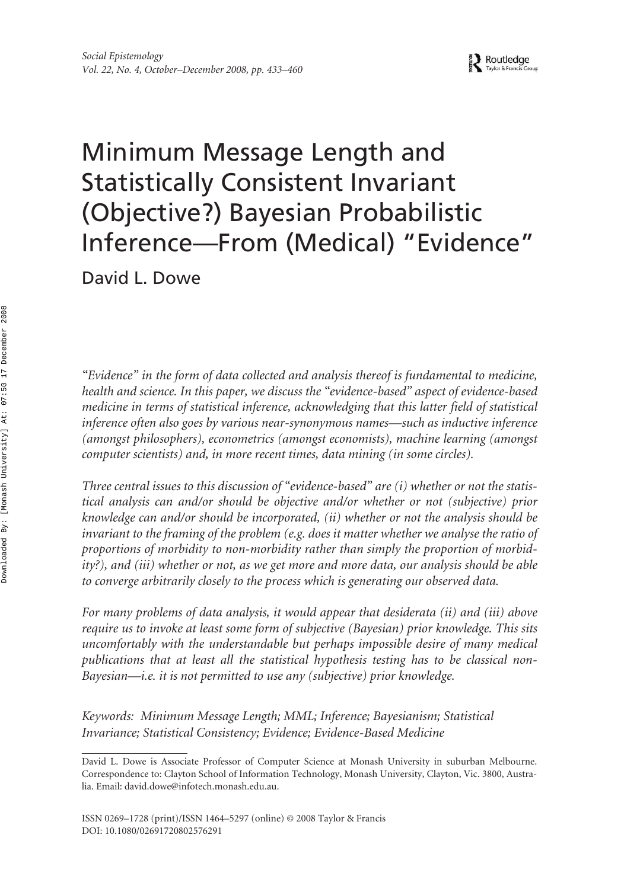# Minimum Message Length and Statistically Consistent Invariant (Objective?) Bayesian Probabilistic Inference—From (Medical) "Evidence"

David L. Dowe

*"Evidence" in the form of data collected and analysis thereof is fundamental to medicine, health and science. In this paper, we discuss the "evidence-based" aspect of evidence-based medicine in terms of statistical inference, acknowledging that this latter field of statistical inference often also goes by various near-synonymous names—such as inductive inference (amongst philosophers), econometrics (amongst economists), machine learning (amongst computer scientists) and, in more recent times, data mining (in some circles).*

*Three central issues to this discussion of "evidence-based" are (i) whether or not the statistical analysis can and/or should be objective and/or whether or not (subjective) prior knowledge can and/or should be incorporated, (ii) whether or not the analysis should be invariant to the framing of the problem (e.g. does it matter whether we analyse the ratio of proportions of morbidity to non-morbidity rather than simply the proportion of morbidity?), and (iii) whether or not, as we get more and more data, our analysis should be able to converge arbitrarily closely to the process which is generating our observed data.*

*For many problems of data analysis, it would appear that desiderata (ii) and (iii) above require us to invoke at least some form of subjective (Bayesian) prior knowledge. This sits uncomfortably with the understandable but perhaps impossible desire of many medical publications that at least all the statistical hypothesis testing has to be classical non-Bayesian—i.e. it is not permitted to use any (subjective) prior knowledge.*

*Keywords: Minimum Message Length; MML; Inference; Bayesianism; Statistical Invariance; Statistical Consistency; Evidence; Evidence-Based Medicine*

David L. Dowe is Associate Professor of Computer Science at Monash University in suburban Melbourne. Correspondence to: Clayton School of Information Technology, Monash University, Clayton, Vic. 3800, Australia. Email: david.dowe@infotech.monash.edu.au.

ISSN 0269–1728 (print)/ISSN 1464–5297 (online) © 2008 Taylor & Francis
DOI: 10.1080/02691720802576291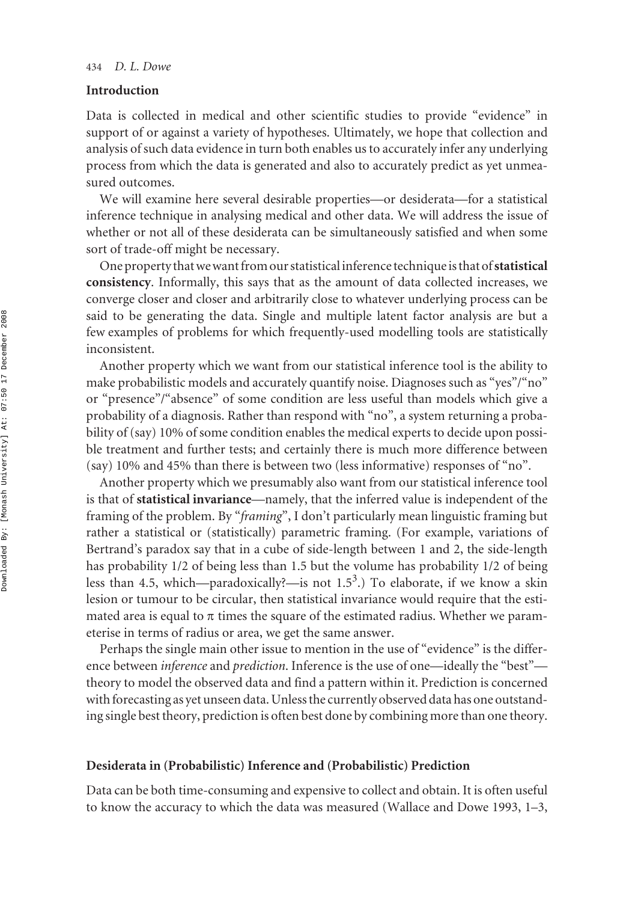## Introduction

Data is collected in medical and other scientific studies to provide "evidence" in support of or against a variety of hypotheses. Ultimately, we hope that collection and analysis of such data evidence in turn both enables us to accurately infer any underlying process from which the data is generated and also to accurately predict as yet unmeasured outcomes.

We will examine here several desirable properties—or desiderata—for a statistical inference technique in analysing medical and other data. We will address the issue of whether or not all of these desiderata can be simultaneously satisfied and when some sort of trade-off might be necessary.

One property that we want from our statistical inference technique is that of **statistical consistency**. Informally, this says that as the amount of data collected increases, we converge closer and closer and arbitrarily close to whatever underlying process can be said to be generating the data. Single and multiple latent factor analysis are but a few examples of problems for which frequently-used modelling tools are statistically inconsistent.

Another property which we want from our statistical inference tool is the ability to make probabilistic models and accurately quantify noise. Diagnoses such as "yes"/"no" or "presence"/"absence" of some condition are less useful than models which give a probability of a diagnosis. Rather than respond with "no", a system returning a probability of (say) 10% of some condition enables the medical experts to decide upon possible treatment and further tests; and certainly there is much more difference between (say) 10% and 45% than there is between two (less informative) responses of "no".

Another property which we presumably also want from our statistical inference tool is that of **statistical invariance**—namely, that the inferred value is independent of the framing of the problem. By "*framing*", I don't particularly mean linguistic framing but rather a statistical or (statistically) parametric framing. (For example, variations of Bertrand's paradox say that in a cube of side-length between 1 and 2, the side-length has probability 1/2 of being less than 1.5 but the volume has probability 1/2 of being less than 4.5, which—paradoxically?—is not $1.5^3$.) To elaborate, if we know a skin lesion or tumour to be circular, then statistical invariance would require that the estimated area is equal to $\pi$ times the square of the estimated radius. Whether we parameterise in terms of radius or area, we get the same answer.

Perhaps the single main other issue to mention in the use of "evidence" is the difference between *inference* and *prediction*. Inference is the use of one—ideally the "best"—theory to model the observed data and find a pattern within it. Prediction is concerned with forecasting as yet unseen data. Unless the currently observed data has one outstanding single best theory, prediction is often best done by combining more than one theory.

## Desiderata in (Probabilistic) Inference and (Probabilistic) Prediction

Data can be both time-consuming and expensive to collect and obtain. It is often useful to know the accuracy to which the data was measured (Wallace and Dowe 1993, 1–3,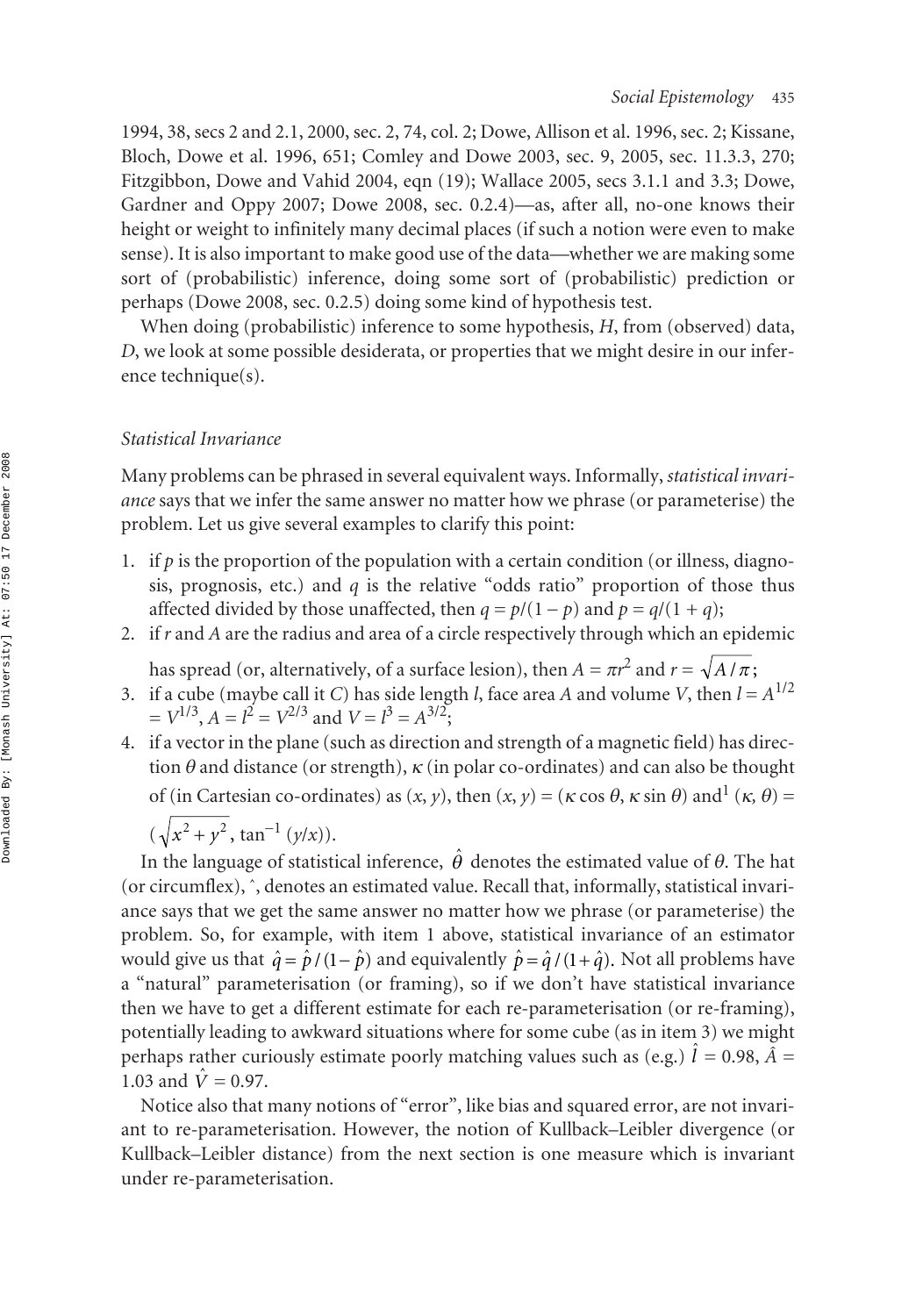1994, 38, secs 2 and 2.1, 2000, sec. 2, 74, col. 2; Dowe, Allison et al. 1996, sec. 2; Kissane, Bloch, Dowe et al. 1996, 651; Comley and Dowe 2003, sec. 9, 2005, sec. 11.3.3, 270; Fitzgibbon, Dowe and Vahid 2004, eqn (19); Wallace 2005, secs 3.1.1 and 3.3; Dowe, Gardner and Oppy 2007; Dowe 2008, sec. 0.2.4)—as, after all, no-one knows their height or weight to infinitely many decimal places (if such a notion were even to make sense). It is also important to make good use of the data—whether we are making some sort of (probabilistic) inference, doing some sort of (probabilistic) prediction or perhaps (Dowe 2008, sec. 0.2.5) doing some kind of hypothesis test.

When doing (probabilistic) inference to some hypothesis, $H$, from (observed) data, $D$, we look at some possible desiderata, or properties that we might desire in our inference technique(s).

### *Statistical Invariance*

Many problems can be phrased in several equivalent ways. Informally, *statistical invariance* says that we infer the same answer no matter how we phrase (or parameterise) the problem. Let us give several examples to clarify this point:

1. if $p$ is the proportion of the population with a certain condition (or illness, diagnosis, prognosis, etc.) and $q$ is the relative "odds ratio" proportion of those thus affected divided by those unaffected, then $q = p/(1 - p)$ and $p = q/(1 + q)$;
2. if $r$ and $A$ are the radius and area of a circle respectively through which an epidemic has spread (or, alternatively, of a surface lesion), then $A = \pi r^2$ and $r = \sqrt{A/\pi}$;
3. if a cube (maybe call it $C$) has side length $l$, face area $A$ and volume $V$, then $l = A^{1/2} = V^{1/3}$, $A = l^2 = V^{2/3}$ and $V = l^3 = A^{3/2}$;
4. if a vector in the plane (such as direction and strength of a magnetic field) has direction $\theta$ and distance (or strength), $\kappa$ (in polar co-ordinates) and can also be thought of (in Cartesian co-ordinates) as $(x, y)$, then $(x, y) = (\kappa \cos \theta, \kappa \sin \theta)$ and[1] $(\kappa, \theta) = (\sqrt{x^2 + y^2}, \tan^{-1}(y/x))$.

In the language of statistical inference, $\hat{\theta}$ denotes the estimated value of $\theta$. The hat (or circumflex), ˆ, denotes an estimated value. Recall that, informally, statistical invariance says that we get the same answer no matter how we phrase (or parameterise) the problem. So, for example, with item 1 above, statistical invariance of an estimator would give us that $\hat{q} = \hat{p}/(1 - \hat{p})$ and equivalently $\hat{p} = \hat{q}/(1 + \hat{q})$. Not all problems have a "natural" parameterisation (or framing), so if we don't have statistical invariance then we have to get a different estimate for each re-parameterisation (or re-framing), potentially leading to awkward situations where for some cube (as in item 3) we might perhaps rather curiously estimate poorly matching values such as (e.g.) $\hat{l} = 0.98$, $\hat{A} = 1.03$ and $\hat{V} = 0.97$.

Notice also that many notions of "error", like bias and squared error, are not invariant to re-parameterisation. However, the notion of Kullback–Leibler divergence (or Kullback–Leibler distance) from the next section is one measure which is invariant under re-parameterisation.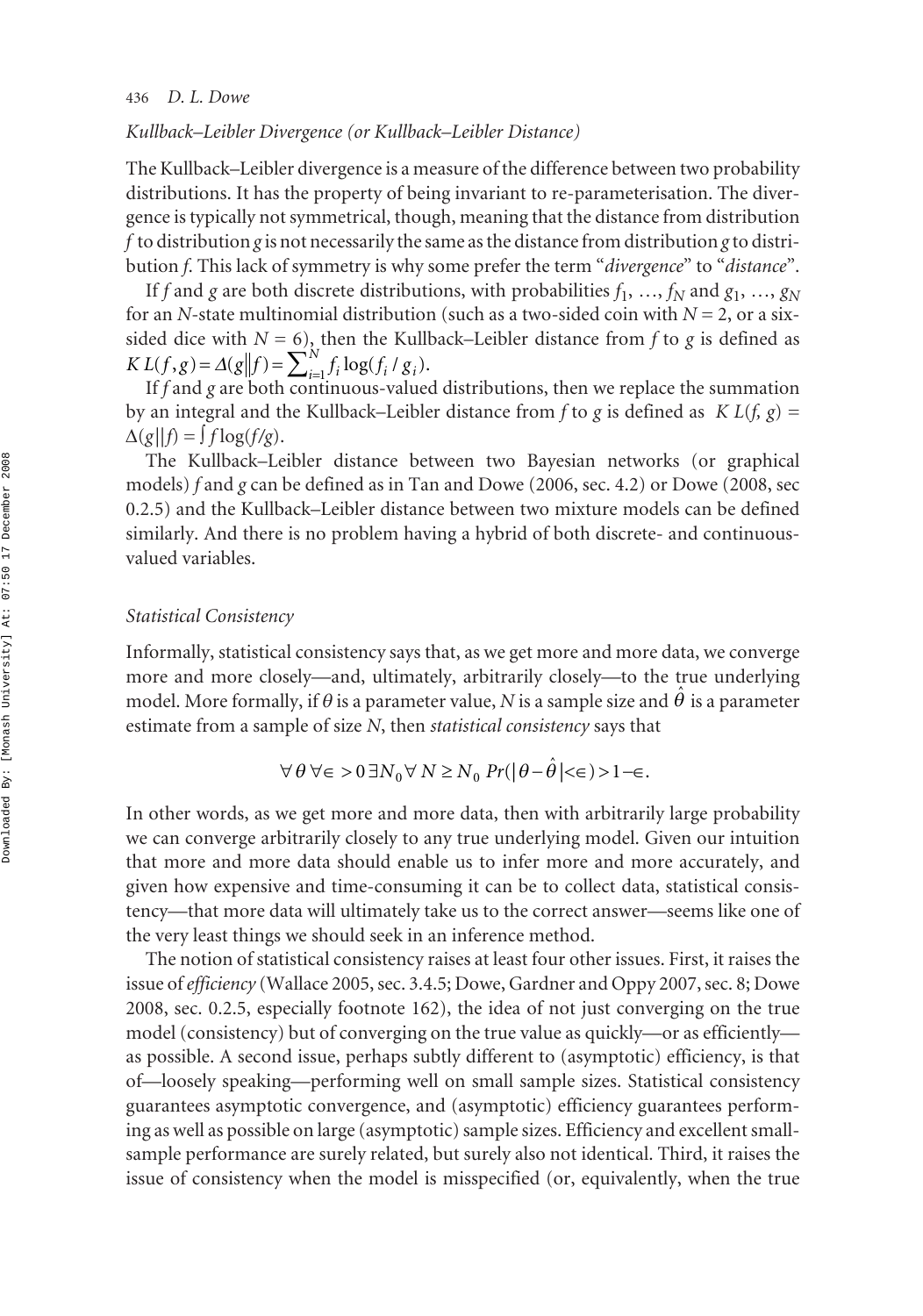*Kullback–Leibler Divergence (or Kullback–Leibler Distance)*

The Kullback–Leibler divergence is a measure of the difference between two probability distributions. It has the property of being invariant to re-parameterisation. The divergence is typically not symmetrical, though, meaning that the distance from distribution $f$ to distribution $g$ is not necessarily the same as the distance from distribution $g$ to distribution $f$. This lack of symmetry is why some prefer the term "*divergence*" to "*distance*".

If $f$ and $g$ are both discrete distributions, with probabilities $f_1, \ldots, f_N$ and $g_1, \ldots, g_N$ for an $N$-state multinomial distribution (such as a two-sided coin with $N = 2$, or a six-sided dice with $N = 6$), then the Kullback–Leibler distance from $f$ to $g$ is defined as $KL(f, g) = \Delta(g \| f) = \sum_{i=1}^{N} f_i \log(f_i / g_i)$.

If $f$ and $g$ are both continuous-valued distributions, then we replace the summation by an integral and the Kullback–Leibler distance from $f$ to $g$ is defined as $KL(f, g) = \Delta(g \| f) = \int f \log(f/g)$.

The Kullback–Leibler distance between two Bayesian networks (or graphical models) $f$ and $g$ can be defined as in Tan and Dowe (2006, sec. 4.2) or Dowe (2008, sec 0.2.5) and the Kullback–Leibler distance between two mixture models can be defined similarly. And there is no problem having a hybrid of both discrete- and continuous-valued variables.

*Statistical Consistency*

Informally, statistical consistency says that, as we get more and more data, we converge more and more closely—and, ultimately, arbitrarily closely—to the true underlying model. More formally, if $\theta$ is a parameter value, $N$ is a sample size and $\hat{\theta}$ is a parameter estimate from a sample of size $N$, then *statistical consistency* says that

$$\forall \theta \; \forall \in > 0 \; \exists N_0 \; \forall N \geq N_0 \; Pr(|\theta - \hat{\theta}| < \in) > 1 - \in.$$

In other words, as we get more and more data, then with arbitrarily large probability we can converge arbitrarily closely to any true underlying model. Given our intuition that more and more data should enable us to infer more and more accurately, and given how expensive and time-consuming it can be to collect data, statistical consistency—that more data will ultimately take us to the correct answer—seems like one of the very least things we should seek in an inference method.

The notion of statistical consistency raises at least four other issues. First, it raises the issue of *efficiency* (Wallace 2005, sec. 3.4.5; Dowe, Gardner and Oppy 2007, sec. 8; Dowe 2008, sec. 0.2.5, especially footnote 162), the idea of not just converging on the true model (consistency) but of converging on the true value as quickly—or as efficiently—as possible. A second issue, perhaps subtly different to (asymptotic) efficiency, is that of—loosely speaking—performing well on small sample sizes. Statistical consistency guarantees asymptotic convergence, and (asymptotic) efficiency guarantees performing as well as possible on large (asymptotic) sample sizes. Efficiency and excellent small-sample performance are surely related, but surely also not identical. Third, it raises the issue of consistency when the model is misspecified (or, equivalently, when the true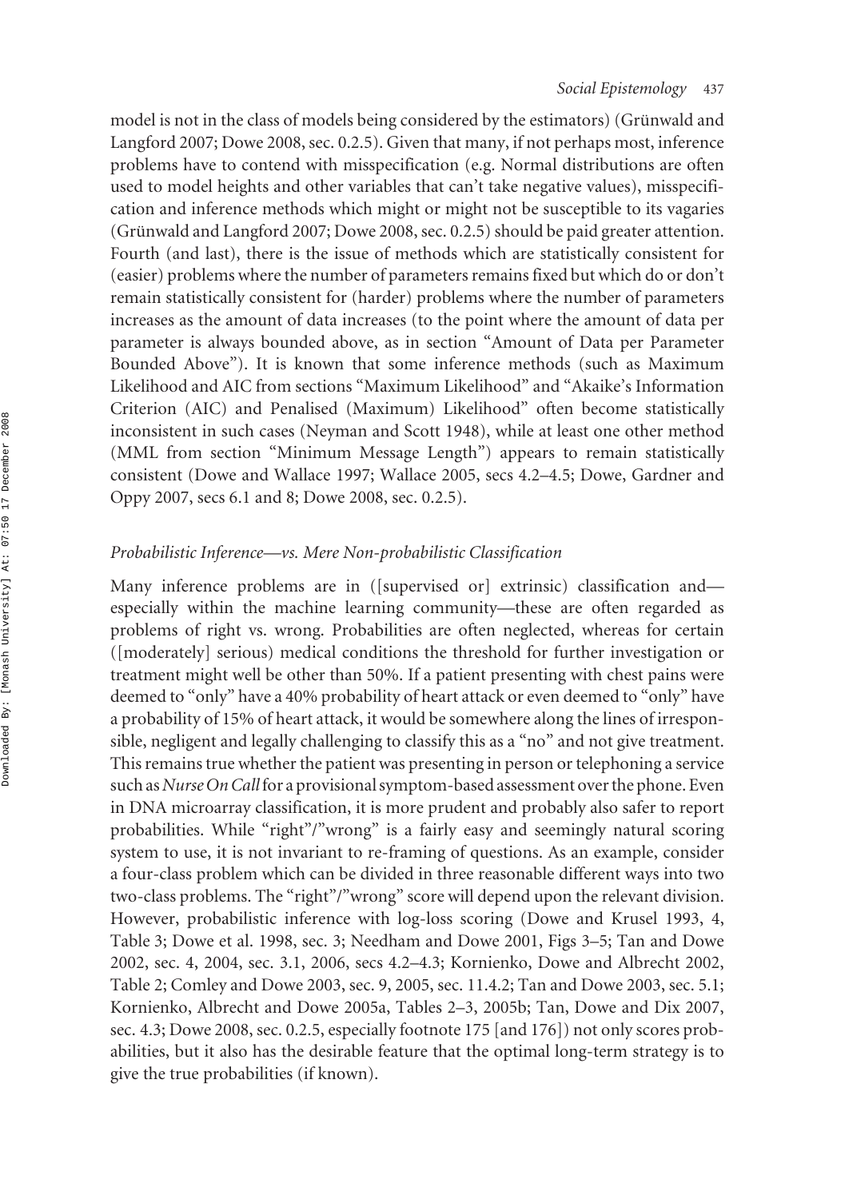model is not in the class of models being considered by the estimators) (Grünwald and Langford 2007; Dowe 2008, sec. 0.2.5). Given that many, if not perhaps most, inference problems have to contend with misspecification (e.g. Normal distributions are often used to model heights and other variables that can't take negative values), misspecification and inference methods which might or might not be susceptible to its vagaries (Grünwald and Langford 2007; Dowe 2008, sec. 0.2.5) should be paid greater attention. Fourth (and last), there is the issue of methods which are statistically consistent for (easier) problems where the number of parameters remains fixed but which do or don't remain statistically consistent for (harder) problems where the number of parameters increases as the amount of data increases (to the point where the amount of data per parameter is always bounded above, as in section "Amount of Data per Parameter Bounded Above"). It is known that some inference methods (such as Maximum Likelihood and AIC from sections "Maximum Likelihood" and "Akaike's Information Criterion (AIC) and Penalised (Maximum) Likelihood" often become statistically inconsistent in such cases (Neyman and Scott 1948), while at least one other method (MML from section "Minimum Message Length") appears to remain statistically consistent (Dowe and Wallace 1997; Wallace 2005, secs 4.2–4.5; Dowe, Gardner and Oppy 2007, secs 6.1 and 8; Dowe 2008, sec. 0.2.5).

### *Probabilistic Inference—vs. Mere Non-probabilistic Classification*

Many inference problems are in ([supervised or] extrinsic) classification and—especially within the machine learning community—these are often regarded as problems of right vs. wrong. Probabilities are often neglected, whereas for certain ([moderately] serious) medical conditions the threshold for further investigation or treatment might well be other than 50%. If a patient presenting with chest pains were deemed to "only" have a 40% probability of heart attack or even deemed to "only" have a probability of 15% of heart attack, it would be somewhere along the lines of irresponsible, negligent and legally challenging to classify this as a "no" and not give treatment. This remains true whether the patient was presenting in person or telephoning a service such as *Nurse On Call* for a provisional symptom-based assessment over the phone. Even in DNA microarray classification, it is more prudent and probably also safer to report probabilities. While "right"/"wrong" is a fairly easy and seemingly natural scoring system to use, it is not invariant to re-framing of questions. As an example, consider a four-class problem which can be divided in three reasonable different ways into two two-class problems. The "right"/"wrong" score will depend upon the relevant division. However, probabilistic inference with log-loss scoring (Dowe and Krusel 1993, 4, Table 3; Dowe et al. 1998, sec. 3; Needham and Dowe 2001, Figs 3–5; Tan and Dowe 2002, sec. 4, 2004, sec. 3.1, 2006, secs 4.2–4.3; Kornienko, Dowe and Albrecht 2002, Table 2; Comley and Dowe 2003, sec. 9, 2005, sec. 11.4.2; Tan and Dowe 2003, sec. 5.1; Kornienko, Albrecht and Dowe 2005a, Tables 2–3, 2005b; Tan, Dowe and Dix 2007, sec. 4.3; Dowe 2008, sec. 0.2.5, especially footnote 175 [and 176]) not only scores probabilities, but it also has the desirable feature that the optimal long-term strategy is to give the true probabilities (if known).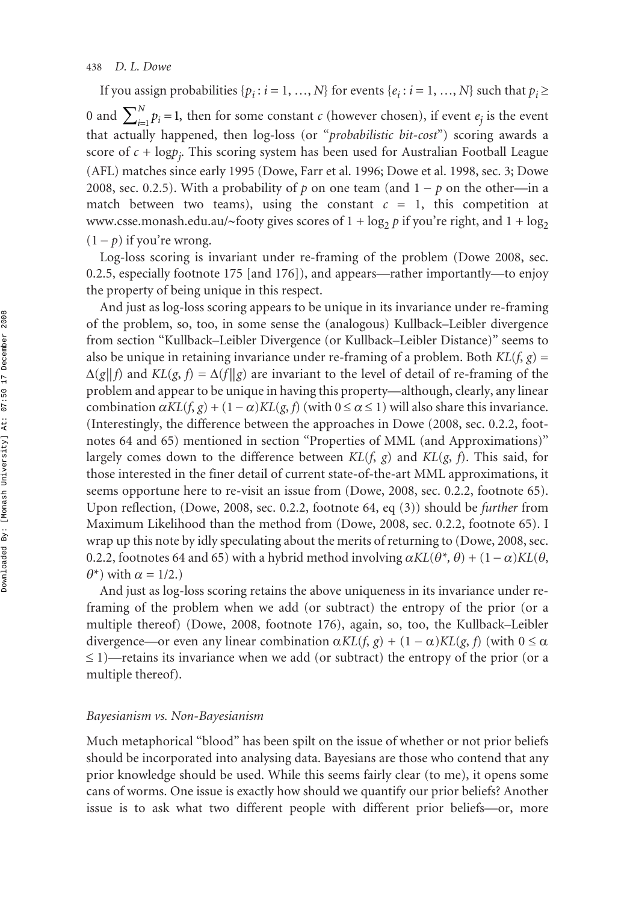If you assign probabilities $\{p_i : i = 1, \ldots, N\}$ for events $\{e_i : i = 1, \ldots, N\}$ such that $p_i \geq 0$ and $\sum_{i=1}^{N} p_i = 1$, then for some constant $c$ (however chosen), if event $e_j$ is the event that actually happened, then log-loss (or "*probabilistic bit-cost*") scoring awards a score of $c + \log p_j$. This scoring system has been used for Australian Football League (AFL) matches since early 1995 (Dowe, Farr et al. 1996; Dowe et al. 1998, sec. 3; Dowe 2008, sec. 0.2.5). With a probability of $p$ on one team (and $1 - p$ on the other—in a match between two teams), using the constant $c = 1$, this competition at www.csse.monash.edu.au/~footy gives scores of $1 + \log_2 p$ if you're right, and $1 + \log_2 (1 - p)$ if you're wrong.

Log-loss scoring is invariant under re-framing of the problem (Dowe 2008, sec. 0.2.5, especially footnote 175 [and 176]), and appears—rather importantly—to enjoy the property of being unique in this respect.

And just as log-loss scoring appears to be unique in its invariance under re-framing of the problem, so, too, in some sense the (analogous) Kullback–Leibler divergence from section "Kullback–Leibler Divergence (or Kullback–Leibler Distance)" seems to also be unique in retaining invariance under re-framing of a problem. Both $KL(f, g) = \Delta(g||f)$ and $KL(g, f) = \Delta(f||g)$ are invariant to the level of detail of re-framing of the problem and appear to be unique in having this property—although, clearly, any linear combination $\alpha KL(f, g) + (1 - \alpha)KL(g, f)$ (with $0 \leq \alpha \leq 1$) will also share this invariance. (Interestingly, the difference between the approaches in Dowe (2008, sec. 0.2.2, footnotes 64 and 65) mentioned in section "Properties of MML (and Approximations)" largely comes down to the difference between $KL(f, g)$ and $KL(g, f)$. This said, for those interested in the finer detail of current state-of-the-art MML approximations, it seems opportune here to re-visit an issue from (Dowe, 2008, sec. 0.2.2, footnote 65). Upon reflection, (Dowe, 2008, sec. 0.2.2, footnote 64, eq (3)) should be *further* from Maximum Likelihood than the method from (Dowe, 2008, sec. 0.2.2, footnote 65). I wrap up this note by idly speculating about the merits of returning to (Dowe, 2008, sec. 0.2.2, footnotes 64 and 65) with a hybrid method involving $\alpha KL(\theta^*, \theta) + (1 - \alpha)KL(\theta, \theta^*)$ with $\alpha = 1/2$.)

And just as log-loss scoring retains the above uniqueness in its invariance under re-framing of the problem when we add (or subtract) the entropy of the prior (or a multiple thereof) (Dowe, 2008, footnote 176), again, so, too, the Kullback–Leibler divergence—or even any linear combination $\alpha KL(f, g) + (1 - \alpha)KL(g, f)$ (with $0 \leq \alpha \leq 1$)—retains its invariance when we add (or subtract) the entropy of the prior (or a multiple thereof).

### *Bayesianism vs. Non-Bayesianism*

Much metaphorical "blood" has been spilt on the issue of whether or not prior beliefs should be incorporated into analysing data. Bayesians are those who contend that any prior knowledge should be used. While this seems fairly clear (to me), it opens some cans of worms. One issue is exactly how should we quantify our prior beliefs? Another issue is to ask what two different people with different prior beliefs—or, more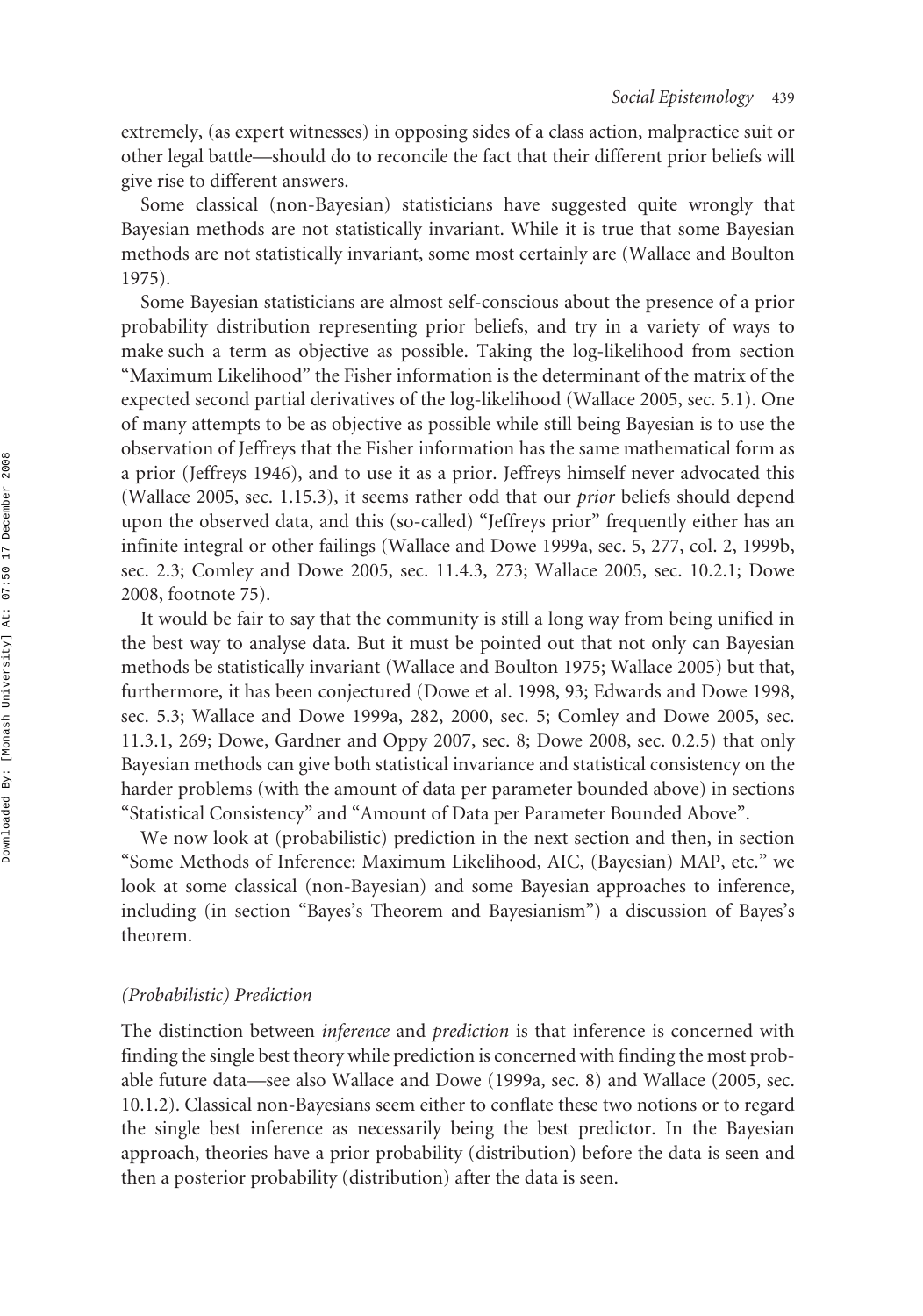extremely, (as expert witnesses) in opposing sides of a class action, malpractice suit or other legal battle—should do to reconcile the fact that their different prior beliefs will give rise to different answers.

Some classical (non-Bayesian) statisticians have suggested quite wrongly that Bayesian methods are not statistically invariant. While it is true that some Bayesian methods are not statistically invariant, some most certainly are (Wallace and Boulton 1975).

Some Bayesian statisticians are almost self-conscious about the presence of a prior probability distribution representing prior beliefs, and try in a variety of ways to make such a term as objective as possible. Taking the log-likelihood from section "Maximum Likelihood" the Fisher information is the determinant of the matrix of the expected second partial derivatives of the log-likelihood (Wallace 2005, sec. 5.1). One of many attempts to be as objective as possible while still being Bayesian is to use the observation of Jeffreys that the Fisher information has the same mathematical form as a prior (Jeffreys 1946), and to use it as a prior. Jeffreys himself never advocated this (Wallace 2005, sec. 1.15.3), it seems rather odd that our *prior* beliefs should depend upon the observed data, and this (so-called) "Jeffreys prior" frequently either has an infinite integral or other failings (Wallace and Dowe 1999a, sec. 5, 277, col. 2, 1999b, sec. 2.3; Comley and Dowe 2005, sec. 11.4.3, 273; Wallace 2005, sec. 10.2.1; Dowe 2008, footnote 75).

It would be fair to say that the community is still a long way from being unified in the best way to analyse data. But it must be pointed out that not only can Bayesian methods be statistically invariant (Wallace and Boulton 1975; Wallace 2005) but that, furthermore, it has been conjectured (Dowe et al. 1998, 93; Edwards and Dowe 1998, sec. 5.3; Wallace and Dowe 1999a, 282, 2000, sec. 5; Comley and Dowe 2005, sec. 11.3.1, 269; Dowe, Gardner and Oppy 2007, sec. 8; Dowe 2008, sec. 0.2.5) that only Bayesian methods can give both statistical invariance and statistical consistency on the harder problems (with the amount of data per parameter bounded above) in sections "Statistical Consistency" and "Amount of Data per Parameter Bounded Above".

We now look at (probabilistic) prediction in the next section and then, in section "Some Methods of Inference: Maximum Likelihood, AIC, (Bayesian) MAP, etc." we look at some classical (non-Bayesian) and some Bayesian approaches to inference, including (in section "Bayes's Theorem and Bayesianism") a discussion of Bayes's theorem.

### *(Probabilistic) Prediction*

The distinction between *inference* and *prediction* is that inference is concerned with finding the single best theory while prediction is concerned with finding the most probable future data—see also Wallace and Dowe (1999a, sec. 8) and Wallace (2005, sec. 10.1.2). Classical non-Bayesians seem either to conflate these two notions or to regard the single best inference as necessarily being the best predictor. In the Bayesian approach, theories have a prior probability (distribution) before the data is seen and then a posterior probability (distribution) after the data is seen.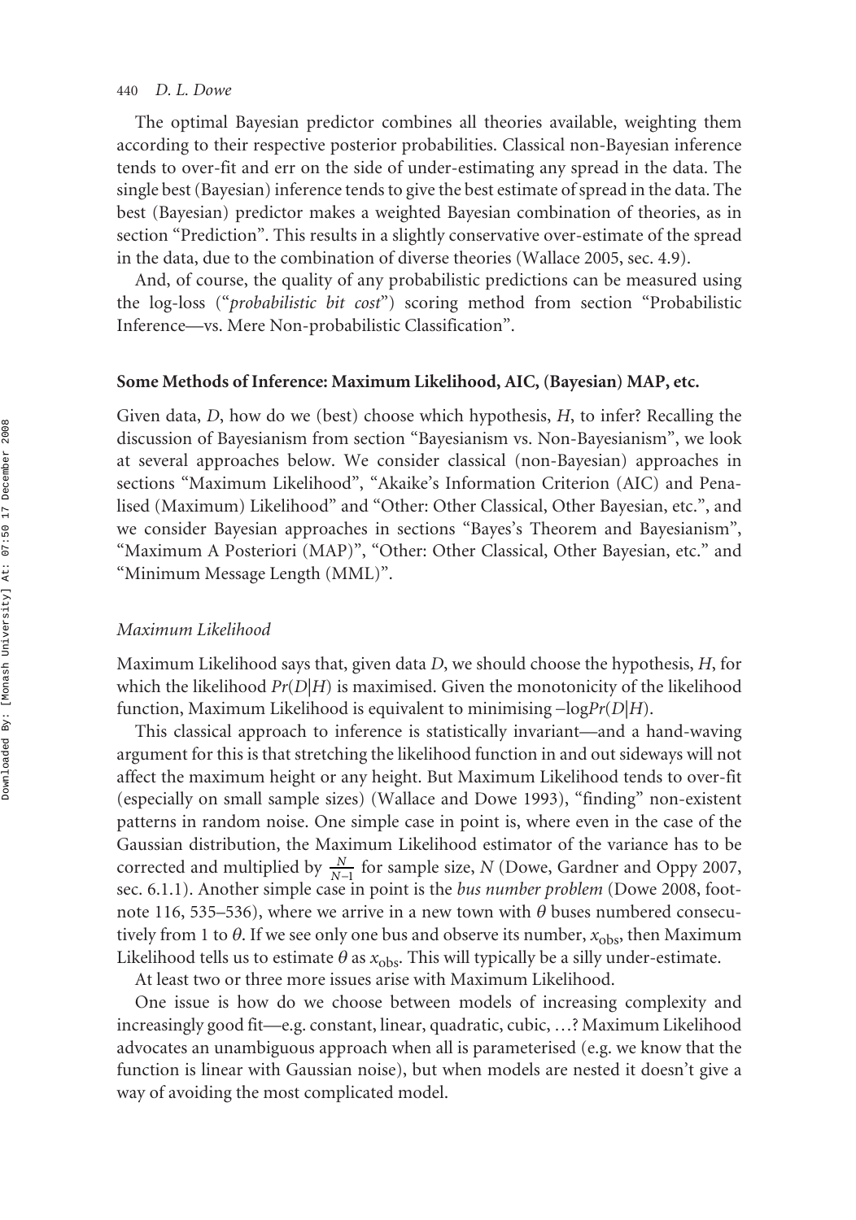The optimal Bayesian predictor combines all theories available, weighting them according to their respective posterior probabilities. Classical non-Bayesian inference tends to over-fit and err on the side of under-estimating any spread in the data. The single best (Bayesian) inference tends to give the best estimate of spread in the data. The best (Bayesian) predictor makes a weighted Bayesian combination of theories, as in section "Prediction". This results in a slightly conservative over-estimate of the spread in the data, due to the combination of diverse theories (Wallace 2005, sec. 4.9).

And, of course, the quality of any probabilistic predictions can be measured using the log-loss ("*probabilistic bit cost*") scoring method from section "Probabilistic Inference—vs. Mere Non-probabilistic Classification".

## Some Methods of Inference: Maximum Likelihood, AIC, (Bayesian) MAP, etc.

Given data, $D$, how do we (best) choose which hypothesis, $H$, to infer? Recalling the discussion of Bayesianism from section "Bayesianism vs. Non-Bayesianism", we look at several approaches below. We consider classical (non-Bayesian) approaches in sections "Maximum Likelihood", "Akaike's Information Criterion (AIC) and Penalised (Maximum) Likelihood" and "Other: Other Classical, Other Bayesian, etc.", and we consider Bayesian approaches in sections "Bayes's Theorem and Bayesianism", "Maximum A Posteriori (MAP)", "Other: Other Classical, Other Bayesian, etc." and "Minimum Message Length (MML)".

### *Maximum Likelihood*

Maximum Likelihood says that, given data $D$, we should choose the hypothesis, $H$, for which the likelihood $Pr(D|H)$ is maximised. Given the monotonicity of the likelihood function, Maximum Likelihood is equivalent to minimising $-\log Pr(D|H)$.

This classical approach to inference is statistically invariant—and a hand-waving argument for this is that stretching the likelihood function in and out sideways will not affect the maximum height or any height. But Maximum Likelihood tends to over-fit (especially on small sample sizes) (Wallace and Dowe 1993), "finding" non-existent patterns in random noise. One simple case in point is, where even in the case of the Gaussian distribution, the Maximum Likelihood estimator of the variance has to be corrected and multiplied by $\frac{N}{N-1}$ for sample size, $N$ (Dowe, Gardner and Oppy 2007, sec. 6.1.1). Another simple case in point is the *bus number problem* (Dowe 2008, footnote 116, 535–536), where we arrive in a new town with $\theta$ buses numbered consecutively from 1 to $\theta$. If we see only one bus and observe its number, $x_{\text{obs}}$, then Maximum Likelihood tells us to estimate $\theta$ as $x_{\text{obs}}$. This will typically be a silly under-estimate.

At least two or three more issues arise with Maximum Likelihood.

One issue is how do we choose between models of increasing complexity and increasingly good fit—e.g. constant, linear, quadratic, cubic, …? Maximum Likelihood advocates an unambiguous approach when all is parameterised (e.g. we know that the function is linear with Gaussian noise), but when models are nested it doesn't give a way of avoiding the most complicated model.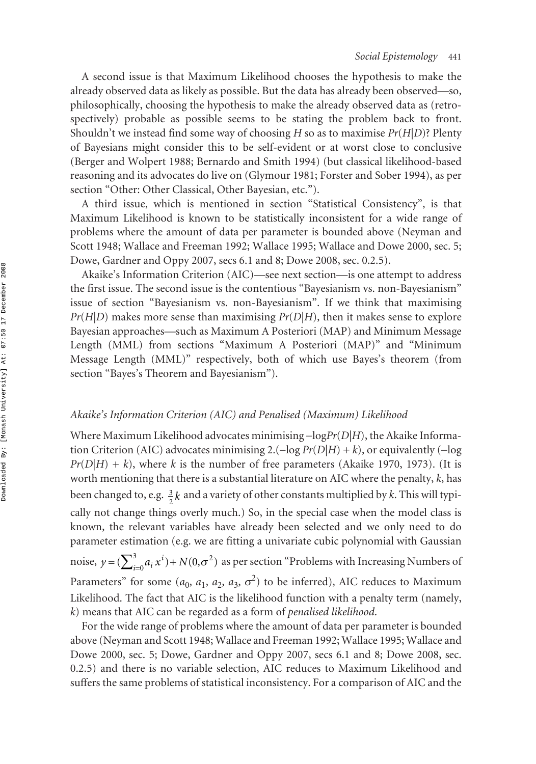A second issue is that Maximum Likelihood chooses the hypothesis to make the already observed data as likely as possible. But the data has already been observed—so, philosophically, choosing the hypothesis to make the already observed data as (retrospectively) probable as possible seems to be stating the problem back to front. Shouldn't we instead find some way of choosing $H$ so as to maximise $Pr(H|D)$? Plenty of Bayesians might consider this to be self-evident or at worst close to conclusive (Berger and Wolpert 1988; Bernardo and Smith 1994) (but classical likelihood-based reasoning and its advocates do live on (Glymour 1981; Forster and Sober 1994), as per section "Other: Other Classical, Other Bayesian, etc.").

A third issue, which is mentioned in section "Statistical Consistency", is that Maximum Likelihood is known to be statistically inconsistent for a wide range of problems where the amount of data per parameter is bounded above (Neyman and Scott 1948; Wallace and Freeman 1992; Wallace 1995; Wallace and Dowe 2000, sec. 5; Dowe, Gardner and Oppy 2007, secs 6.1 and 8; Dowe 2008, sec. 0.2.5).

Akaike's Information Criterion (AIC)—see next section—is one attempt to address the first issue. The second issue is the contentious "Bayesianism vs. non-Bayesianism" issue of section "Bayesianism vs. non-Bayesianism". If we think that maximising $Pr(H|D)$ makes more sense than maximising $Pr(D|H)$, then it makes sense to explore Bayesian approaches—such as Maximum A Posteriori (MAP) and Minimum Message Length (MML) from sections "Maximum A Posteriori (MAP)" and "Minimum Message Length (MML)" respectively, both of which use Bayes's theorem (from section "Bayes's Theorem and Bayesianism").

### *Akaike's Information Criterion (AIC) and Penalised (Maximum) Likelihood*

Where Maximum Likelihood advocates minimising $-\log Pr(D|H)$, the Akaike Information Criterion (AIC) advocates minimising $2.(-\log Pr(D|H) + k)$, or equivalently $(-\log Pr(D|H) + k)$, where $k$ is the number of free parameters (Akaike 1970, 1973). (It is worth mentioning that there is a substantial literature on AIC where the penalty, $k$, has been changed to, e.g. $\frac{3}{2}k$ and a variety of other constants multiplied by $k$. This will typically not change things overly much.) So, in the special case when the model class is known, the relevant variables have already been selected and we only need to do parameter estimation (e.g. we are fitting a univariate cubic polynomial with Gaussian noise, $y = (\sum_{i=0}^{3} a_i x^i) + N(0,\sigma^2)$ as per section "Problems with Increasing Numbers of Parameters" for some $(a_0, a_1, a_2, a_3, \sigma^2)$ to be inferred), AIC reduces to Maximum Likelihood. The fact that AIC is the likelihood function with a penalty term (namely, $k$) means that AIC can be regarded as a form of *penalised likelihood*.

For the wide range of problems where the amount of data per parameter is bounded above (Neyman and Scott 1948; Wallace and Freeman 1992; Wallace 1995; Wallace and Dowe 2000, sec. 5; Dowe, Gardner and Oppy 2007, secs 6.1 and 8; Dowe 2008, sec. 0.2.5) and there is no variable selection, AIC reduces to Maximum Likelihood and suffers the same problems of statistical inconsistency. For a comparison of AIC and the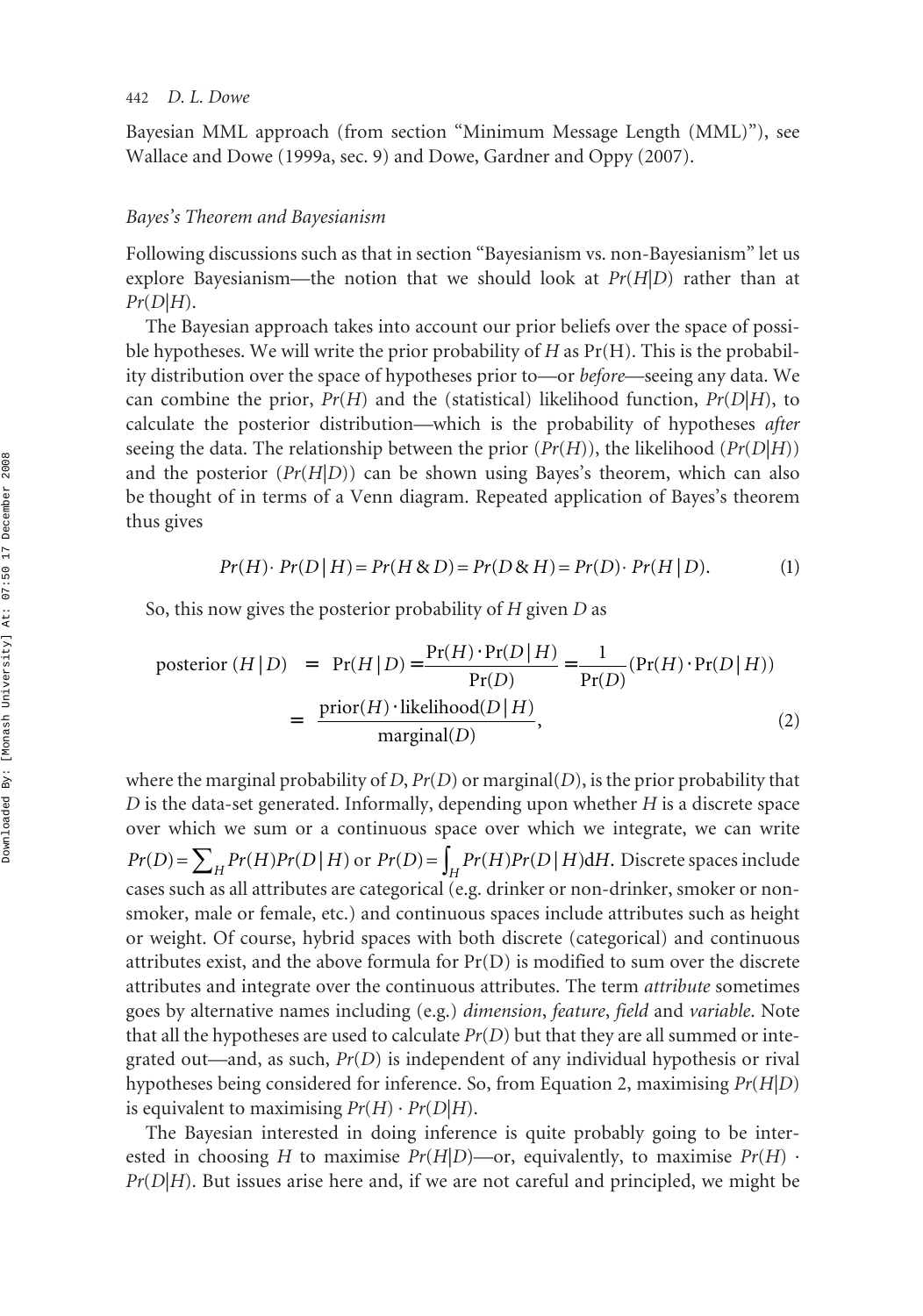Bayesian MML approach (from section "Minimum Message Length (MML)"), see Wallace and Dowe (1999a, sec. 9) and Dowe, Gardner and Oppy (2007).

### *Bayes's Theorem and Bayesianism*

Following discussions such as that in section "Bayesianism vs. non-Bayesianism" let us explore Bayesianism—the notion that we should look at $Pr(H|D)$ rather than at $Pr(D|H)$.

The Bayesian approach takes into account our prior beliefs over the space of possible hypotheses. We will write the prior probability of $H$ as $\Pr(H)$. This is the probability distribution over the space of hypotheses prior to—or *before*—seeing any data. We can combine the prior, $Pr(H)$ and the (statistical) likelihood function, $Pr(D|H)$, to calculate the posterior distribution—which is the probability of hypotheses *after* seeing the data. The relationship between the prior ($Pr(H)$), the likelihood ($Pr(D|H)$) and the posterior ($Pr(H|D)$) can be shown using Bayes's theorem, which can also be thought of in terms of a Venn diagram. Repeated application of Bayes's theorem thus gives

$$Pr(H)\cdot Pr(D\,|\,H) = Pr(H\,\&\,D) = Pr(D\,\&\,H) = Pr(D)\cdot Pr(H\,|\,D). \tag{1}$$

So, this now gives the posterior probability of $H$ given $D$ as

$$\begin{aligned}\text{posterior}\,(H\,|\,D) &= \Pr(H\,|\,D) = \frac{\Pr(H)\cdot\Pr(D\,|\,H)}{\Pr(D)} = \frac{1}{\Pr(D)}(\Pr(H)\cdot\Pr(D\,|\,H)) \\ &= \frac{\text{prior}(H)\cdot\text{likelihood}(D\,|\,H)}{\text{marginal}(D)},\end{aligned} \tag{2}$$

where the marginal probability of $D$, $Pr(D)$ or marginal($D$), is the prior probability that $D$ is the data-set generated. Informally, depending upon whether $H$ is a discrete space over which we sum or a continuous space over which we integrate, we can write $Pr(D) = \sum_H Pr(H)Pr(D\,|\,H)$ or $Pr(D) = \int_H Pr(H)Pr(D\,|\,H)\mathrm{d}H$. Discrete spaces include cases such as all attributes are categorical (e.g. drinker or non-drinker, smoker or non-smoker, male or female, etc.) and continuous spaces include attributes such as height or weight. Of course, hybrid spaces with both discrete (categorical) and continuous attributes exist, and the above formula for $\Pr(D)$ is modified to sum over the discrete attributes and integrate over the continuous attributes. The term *attribute* sometimes goes by alternative names including (e.g.) *dimension*, *feature*, *field* and *variable*. Note that all the hypotheses are used to calculate $Pr(D)$ but that they are all summed or integrated out—and, as such, $Pr(D)$ is independent of any individual hypothesis or rival hypotheses being considered for inference. So, from Equation 2, maximising $Pr(H|D)$ is equivalent to maximising $Pr(H) \cdot Pr(D|H)$.

The Bayesian interested in doing inference is quite probably going to be interested in choosing $H$ to maximise $Pr(H|D)$—or, equivalently, to maximise $Pr(H) \cdot Pr(D|H)$. But issues arise here and, if we are not careful and principled, we might be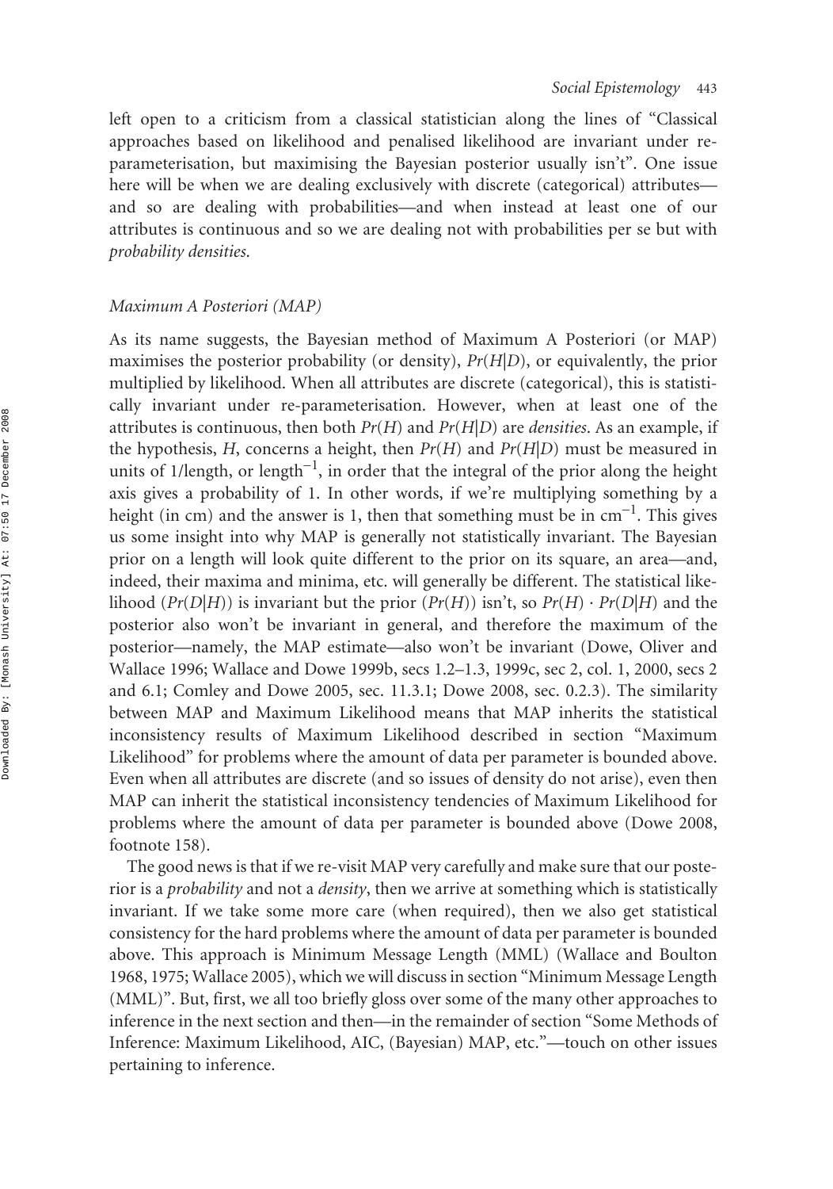left open to a criticism from a classical statistician along the lines of "Classical approaches based on likelihood and penalised likelihood are invariant under re-parameterisation, but maximising the Bayesian posterior usually isn't". One issue here will be when we are dealing exclusively with discrete (categorical) attributes—and so are dealing with probabilities—and when instead at least one of our attributes is continuous and so we are dealing not with probabilities per se but with *probability densities*.

### Maximum A Posteriori (MAP)

As its name suggests, the Bayesian method of Maximum A Posteriori (or MAP) maximises the posterior probability (or density), $Pr(H|D)$, or equivalently, the prior multiplied by likelihood. When all attributes are discrete (categorical), this is statistically invariant under re-parameterisation. However, when at least one of the attributes is continuous, then both $Pr(H)$ and $Pr(H|D)$ are *densities*. As an example, if the hypothesis, $H$, concerns a height, then $Pr(H)$ and $Pr(H|D)$ must be measured in units of 1/length, or length$^{-1}$, in order that the integral of the prior along the height axis gives a probability of 1. In other words, if we're multiplying something by a height (in cm) and the answer is 1, then that something must be in cm$^{-1}$. This gives us some insight into why MAP is generally not statistically invariant. The Bayesian prior on a length will look quite different to the prior on its square, an area—and, indeed, their maxima and minima, etc. will generally be different. The statistical likelihood ($Pr(D|H)$) is invariant but the prior ($Pr(H)$) isn't, so $Pr(H) \cdot Pr(D|H)$ and the posterior also won't be invariant in general, and therefore the maximum of the posterior—namely, the MAP estimate—also won't be invariant (Dowe, Oliver and Wallace 1996; Wallace and Dowe 1999b, secs 1.2–1.3, 1999c, sec 2, col. 1, 2000, secs 2 and 6.1; Comley and Dowe 2005, sec. 11.3.1; Dowe 2008, sec. 0.2.3). The similarity between MAP and Maximum Likelihood means that MAP inherits the statistical inconsistency results of Maximum Likelihood described in section "Maximum Likelihood" for problems where the amount of data per parameter is bounded above. Even when all attributes are discrete (and so issues of density do not arise), even then MAP can inherit the statistical inconsistency tendencies of Maximum Likelihood for problems where the amount of data per parameter is bounded above (Dowe 2008, footnote 158).

The good news is that if we re-visit MAP very carefully and make sure that our posterior is a *probability* and not a *density*, then we arrive at something which is statistically invariant. If we take some more care (when required), then we also get statistical consistency for the hard problems where the amount of data per parameter is bounded above. This approach is Minimum Message Length (MML) (Wallace and Boulton 1968, 1975; Wallace 2005), which we will discuss in section "Minimum Message Length (MML)". But, first, we all too briefly gloss over some of the many other approaches to inference in the next section and then—in the remainder of section "Some Methods of Inference: Maximum Likelihood, AIC, (Bayesian) MAP, etc."—touch on other issues pertaining to inference.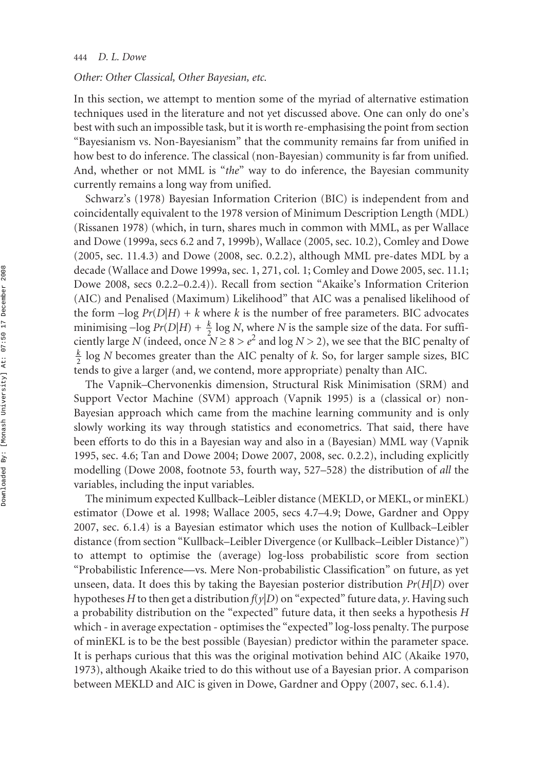### Other: Other Classical, Other Bayesian, etc.

In this section, we attempt to mention some of the myriad of alternative estimation techniques used in the literature and not yet discussed above. One can only do one's best with such an impossible task, but it is worth re-emphasising the point from section "Bayesianism vs. Non-Bayesianism" that the community remains far from unified in how best to do inference. The classical (non-Bayesian) community is far from unified. And, whether or not MML is "*the*" way to do inference, the Bayesian community currently remains a long way from unified.

Schwarz's (1978) Bayesian Information Criterion (BIC) is independent from and coincidentally equivalent to the 1978 version of Minimum Description Length (MDL) (Rissanen 1978) (which, in turn, shares much in common with MML, as per Wallace and Dowe (1999a, secs 6.2 and 7, 1999b), Wallace (2005, sec. 10.2), Comley and Dowe (2005, sec. 11.4.3) and Dowe (2008, sec. 0.2.2), although MML pre-dates MDL by a decade (Wallace and Dowe 1999a, sec. 1, 271, col. 1; Comley and Dowe 2005, sec. 11.1; Dowe 2008, secs 0.2.2–0.2.4)). Recall from section "Akaike's Information Criterion (AIC) and Penalised (Maximum) Likelihood" that AIC was a penalised likelihood of the form $-\log Pr(D|H) + k$ where $k$ is the number of free parameters. BIC advocates minimising $-\log Pr(D|H) + \frac{k}{2} \log N$, where $N$ is the sample size of the data. For sufficiently large $N$ (indeed, once $N \geq 8 > e^2$ and $\log N > 2$), we see that the BIC penalty of $\frac{k}{2} \log N$ becomes greater than the AIC penalty of $k$. So, for larger sample sizes, BIC tends to give a larger (and, we contend, more appropriate) penalty than AIC.

The Vapnik–Chervonenkis dimension, Structural Risk Minimisation (SRM) and Support Vector Machine (SVM) approach (Vapnik 1995) is a (classical or) non-Bayesian approach which came from the machine learning community and is only slowly working its way through statistics and econometrics. That said, there have been efforts to do this in a Bayesian way and also in a (Bayesian) MML way (Vapnik 1995, sec. 4.6; Tan and Dowe 2004; Dowe 2007, 2008, sec. 0.2.2), including explicitly modelling (Dowe 2008, footnote 53, fourth way, 527–528) the distribution of *all* the variables, including the input variables.

The minimum expected Kullback–Leibler distance (MEKLD, or MEKL, or minEKL) estimator (Dowe et al. 1998; Wallace 2005, secs 4.7–4.9; Dowe, Gardner and Oppy 2007, sec. 6.1.4) is a Bayesian estimator which uses the notion of Kullback–Leibler distance (from section "Kullback–Leibler Divergence (or Kullback–Leibler Distance)") to attempt to optimise the (average) log-loss probabilistic score from section "Probabilistic Inference—vs. Mere Non-probabilistic Classification" on future, as yet unseen, data. It does this by taking the Bayesian posterior distribution $Pr(H|D)$ over hypotheses $H$ to then get a distribution $f(y|D)$ on "expected" future data, $y$. Having such a probability distribution on the "expected" future data, it then seeks a hypothesis $H$ which - in average expectation - optimises the "expected" log-loss penalty. The purpose of minEKL is to be the best possible (Bayesian) predictor within the parameter space. It is perhaps curious that this was the original motivation behind AIC (Akaike 1970, 1973), although Akaike tried to do this without use of a Bayesian prior. A comparison between MEKLD and AIC is given in Dowe, Gardner and Oppy (2007, sec. 6.1.4).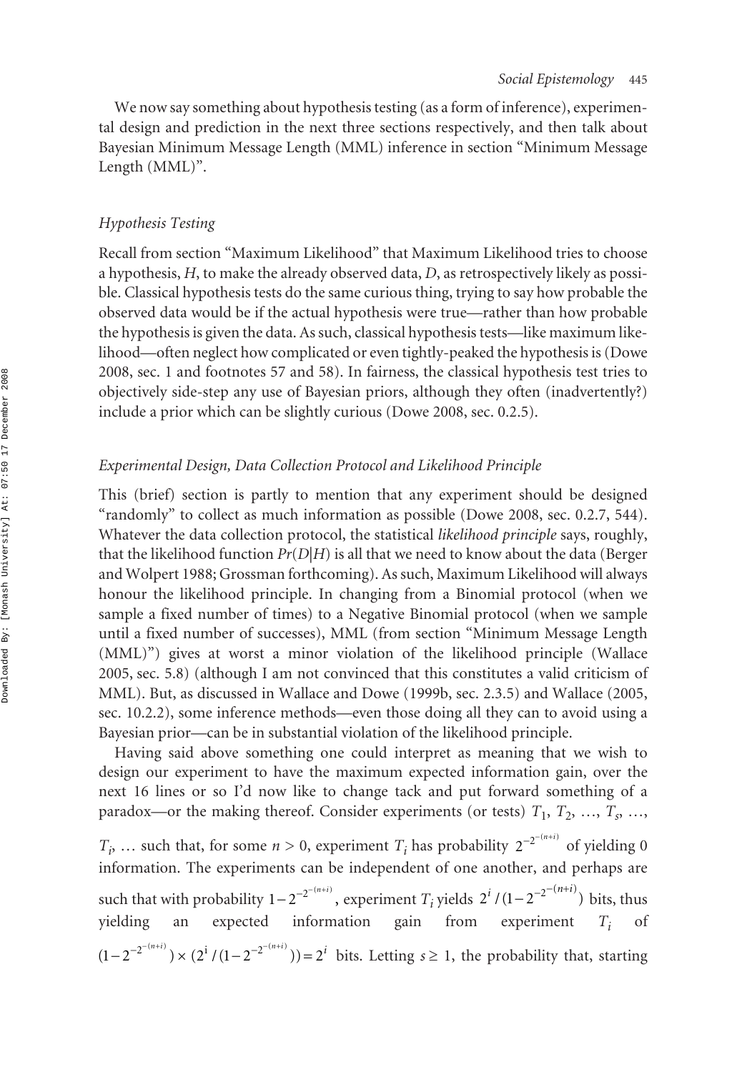We now say something about hypothesis testing (as a form of inference), experimental design and prediction in the next three sections respectively, and then talk about Bayesian Minimum Message Length (MML) inference in section "Minimum Message Length (MML)".

### *Hypothesis Testing*

Recall from section "Maximum Likelihood" that Maximum Likelihood tries to choose a hypothesis, $H$, to make the already observed data, $D$, as retrospectively likely as possible. Classical hypothesis tests do the same curious thing, trying to say how probable the observed data would be if the actual hypothesis were true—rather than how probable the hypothesis is given the data. As such, classical hypothesis tests—like maximum likelihood—often neglect how complicated or even tightly-peaked the hypothesis is (Dowe 2008, sec. 1 and footnotes 57 and 58). In fairness, the classical hypothesis test tries to objectively side-step any use of Bayesian priors, although they often (inadvertently?) include a prior which can be slightly curious (Dowe 2008, sec. 0.2.5).

### *Experimental Design, Data Collection Protocol and Likelihood Principle*

This (brief) section is partly to mention that any experiment should be designed "randomly" to collect as much information as possible (Dowe 2008, sec. 0.2.7, 544). Whatever the data collection protocol, the statistical *likelihood principle* says, roughly, that the likelihood function $Pr(D|H)$ is all that we need to know about the data (Berger and Wolpert 1988; Grossman forthcoming). As such, Maximum Likelihood will always honour the likelihood principle. In changing from a Binomial protocol (when we sample a fixed number of times) to a Negative Binomial protocol (when we sample until a fixed number of successes), MML (from section "Minimum Message Length (MML)") gives at worst a minor violation of the likelihood principle (Wallace 2005, sec. 5.8) (although I am not convinced that this constitutes a valid criticism of MML). But, as discussed in Wallace and Dowe (1999b, sec. 2.3.5) and Wallace (2005, sec. 10.2.2), some inference methods—even those doing all they can to avoid using a Bayesian prior—can be in substantial violation of the likelihood principle.

Having said above something one could interpret as meaning that we wish to design our experiment to have the maximum expected information gain, over the next 16 lines or so I'd now like to change tack and put forward something of a paradox—or the making thereof. Consider experiments (or tests) $T_1, T_2, \ldots, T_s, \ldots, T_i, \ldots$ such that, for some $n > 0$, experiment $T_i$ has probability $2^{-2^{-(n+i)}}$ of yielding 0 information. The experiments can be independent of one another, and perhaps are such that with probability $1-2^{-2^{-(n+i)}}$, experiment $T_i$ yields $2^i/(1-2^{-2^{-(n+i)}})$ bits, thus yielding an expected information gain from experiment $T_i$ of $(1-2^{-2^{-(n+i)}}) \times (2^i/(1-2^{-2^{-(n+i)}})) = 2^i$ bits. Letting $s \geq 1$, the probability that, starting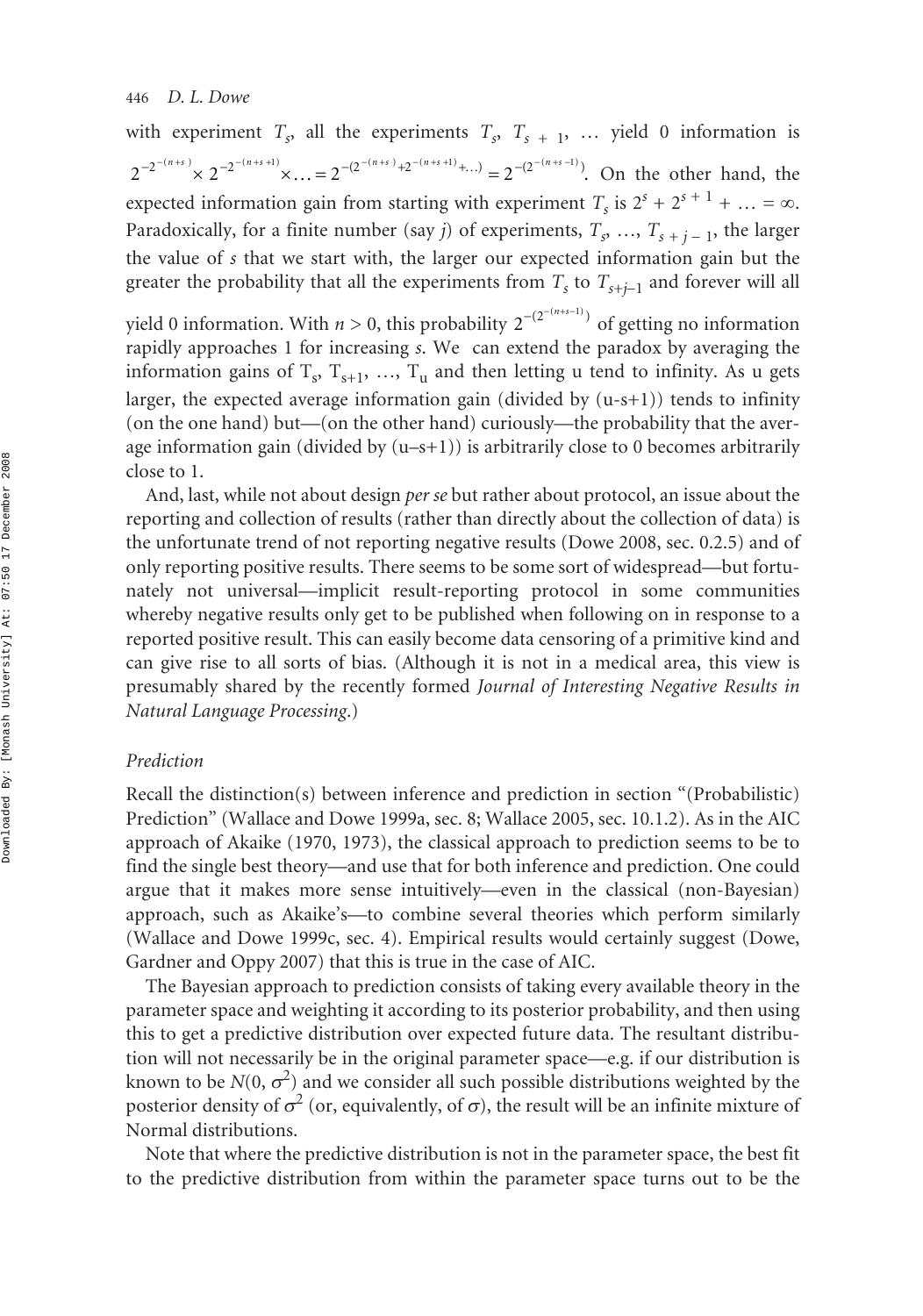with experiment $T_s$, all the experiments $T_s$, $T_{s+1}$, … yield 0 information is $2^{-2^{-(n+s)}} \times 2^{-2^{-(n+s+1)}} \times \ldots = 2^{-(2^{-(n+s)}+2^{-(n+s+1)}+\ldots)} = 2^{-(2^{-(n+s-1)})}$. On the other hand, the expected information gain from starting with experiment $T_s$ is $2^s + 2^{s+1} + \ldots = \infty$. Paradoxically, for a finite number (say $j$) of experiments, $T_s$, …, $T_{s+j-1}$, the larger the value of $s$ that we start with, the larger our expected information gain but the greater the probability that all the experiments from $T_s$ to $T_{s+j-1}$ and forever will all yield 0 information. With $n > 0$, this probability $2^{-(2^{-(n+s-1)})}$ of getting no information rapidly approaches 1 for increasing $s$. We can extend the paradox by averaging the information gains of $T_s$, $T_{s+1}$, …, $T_u$ and then letting u tend to infinity. As u gets larger, the expected average information gain (divided by (u-s+1)) tends to infinity (on the one hand) but—(on the other hand) curiously—the probability that the average information gain (divided by (u–s+1)) is arbitrarily close to 0 becomes arbitrarily close to 1.

And, last, while not about design *per se* but rather about protocol, an issue about the reporting and collection of results (rather than directly about the collection of data) is the unfortunate trend of not reporting negative results (Dowe 2008, sec. 0.2.5) and of only reporting positive results. There seems to be some sort of widespread—but fortunately not universal—implicit result-reporting protocol in some communities whereby negative results only get to be published when following on in response to a reported positive result. This can easily become data censoring of a primitive kind and can give rise to all sorts of bias. (Although it is not in a medical area, this view is presumably shared by the recently formed *Journal of Interesting Negative Results in Natural Language Processing*.)

### *Prediction*

Recall the distinction(s) between inference and prediction in section "(Probabilistic) Prediction" (Wallace and Dowe 1999a, sec. 8; Wallace 2005, sec. 10.1.2). As in the AIC approach of Akaike (1970, 1973), the classical approach to prediction seems to be to find the single best theory—and use that for both inference and prediction. One could argue that it makes more sense intuitively—even in the classical (non-Bayesian) approach, such as Akaike's—to combine several theories which perform similarly (Wallace and Dowe 1999c, sec. 4). Empirical results would certainly suggest (Dowe, Gardner and Oppy 2007) that this is true in the case of AIC.

The Bayesian approach to prediction consists of taking every available theory in the parameter space and weighting it according to its posterior probability, and then using this to get a predictive distribution over expected future data. The resultant distribution will not necessarily be in the original parameter space—e.g. if our distribution is known to be $N(0, \sigma^2)$ and we consider all such possible distributions weighted by the posterior density of $\sigma^2$ (or, equivalently, of $\sigma$), the result will be an infinite mixture of Normal distributions.

Note that where the predictive distribution is not in the parameter space, the best fit to the predictive distribution from within the parameter space turns out to be the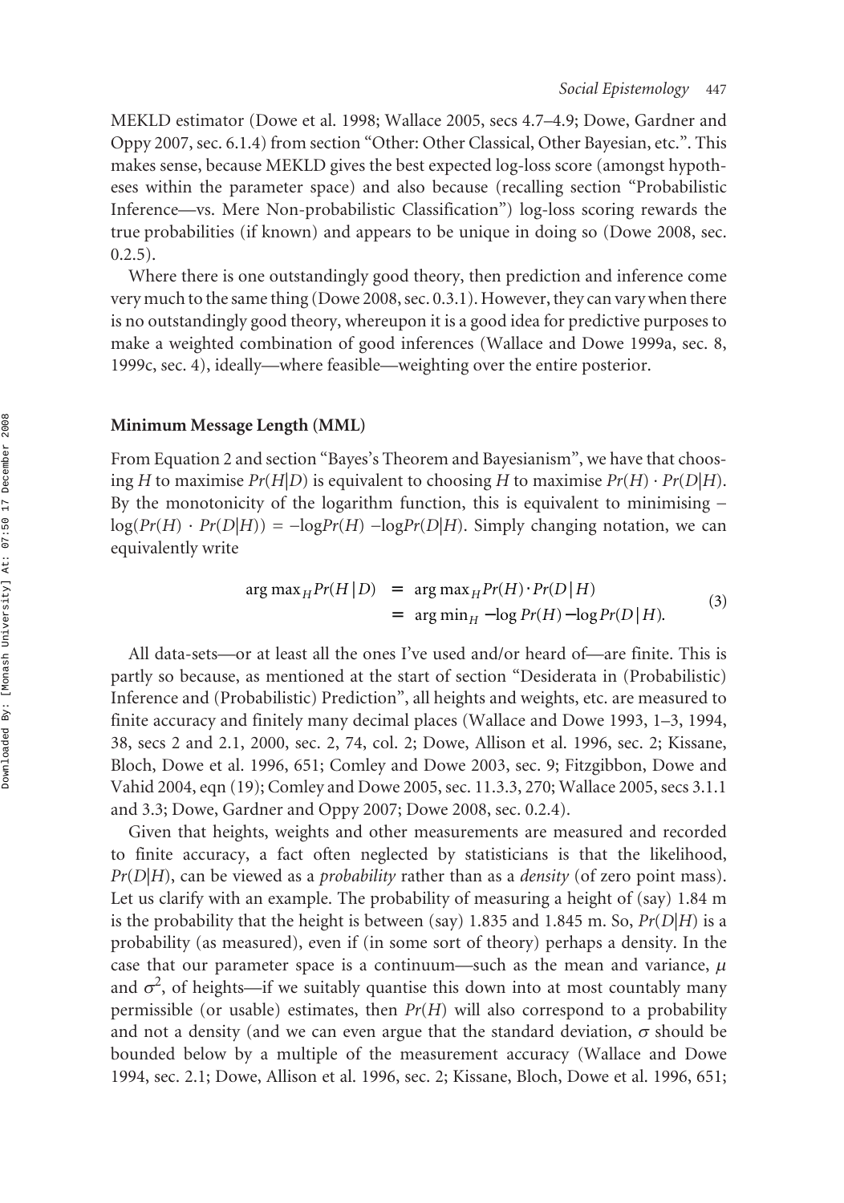MEKLD estimator (Dowe et al. 1998; Wallace 2005, secs 4.7–4.9; Dowe, Gardner and Oppy 2007, sec. 6.1.4) from section "Other: Other Classical, Other Bayesian, etc.". This makes sense, because MEKLD gives the best expected log-loss score (amongst hypotheses within the parameter space) and also because (recalling section "Probabilistic Inference—vs. Mere Non-probabilistic Classification") log-loss scoring rewards the true probabilities (if known) and appears to be unique in doing so (Dowe 2008, sec. 0.2.5).

Where there is one outstandingly good theory, then prediction and inference come very much to the same thing (Dowe 2008, sec. 0.3.1). However, they can vary when there is no outstandingly good theory, whereupon it is a good idea for predictive purposes to make a weighted combination of good inferences (Wallace and Dowe 1999a, sec. 8, 1999c, sec. 4), ideally—where feasible—weighting over the entire posterior.

### Minimum Message Length (MML)

From Equation 2 and section "Bayes's Theorem and Bayesianism", we have that choosing $H$ to maximise $Pr(H|D)$ is equivalent to choosing $H$ to maximise $Pr(H) \cdot Pr(D|H)$. By the monotonicity of the logarithm function, this is equivalent to minimising $-\log(Pr(H) \cdot Pr(D|H)) = -\log Pr(H) - \log Pr(D|H)$. Simply changing notation, we can equivalently write

$$
\begin{aligned}
\arg\max_H Pr(H|D) &= \arg\max_H Pr(H) \cdot Pr(D|H) \\
&= \arg\min_H -\log Pr(H) - \log Pr(D|H).
\end{aligned} \tag{3}
$$

All data-sets—or at least all the ones I've used and/or heard of—are finite. This is partly so because, as mentioned at the start of section "Desiderata in (Probabilistic) Inference and (Probabilistic) Prediction", all heights and weights, etc. are measured to finite accuracy and finitely many decimal places (Wallace and Dowe 1993, 1–3, 1994, 38, secs 2 and 2.1, 2000, sec. 2, 74, col. 2; Dowe, Allison et al. 1996, sec. 2; Kissane, Bloch, Dowe et al. 1996, 651; Comley and Dowe 2003, sec. 9; Fitzgibbon, Dowe and Vahid 2004, eqn (19); Comley and Dowe 2005, sec. 11.3.3, 270; Wallace 2005, secs 3.1.1 and 3.3; Dowe, Gardner and Oppy 2007; Dowe 2008, sec. 0.2.4).

Given that heights, weights and other measurements are measured and recorded to finite accuracy, a fact often neglected by statisticians is that the likelihood, $Pr(D|H)$, can be viewed as a *probability* rather than as a *density* (of zero point mass). Let us clarify with an example. The probability of measuring a height of (say) 1.84 m is the probability that the height is between (say) 1.835 and 1.845 m. So, $Pr(D|H)$ is a probability (as measured), even if (in some sort of theory) perhaps a density. In the case that our parameter space is a continuum—such as the mean and variance, $\mu$ and $\sigma^2$, of heights—if we suitably quantise this down into at most countably many permissible (or usable) estimates, then $Pr(H)$ will also correspond to a probability and not a density (and we can even argue that the standard deviation, $\sigma$ should be bounded below by a multiple of the measurement accuracy (Wallace and Dowe 1994, sec. 2.1; Dowe, Allison et al. 1996, sec. 2; Kissane, Bloch, Dowe et al. 1996, 651;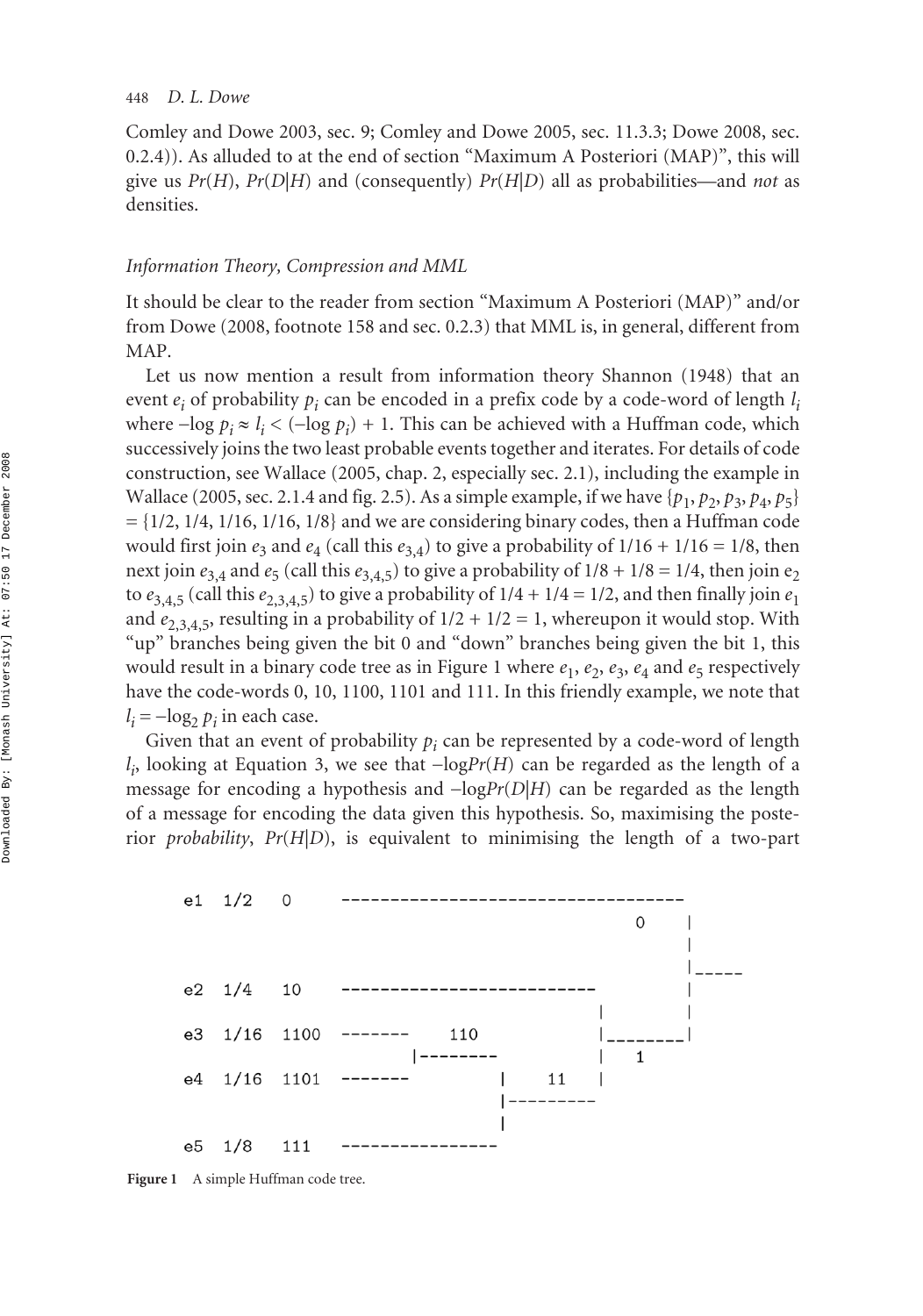Comley and Dowe 2003, sec. 9; Comley and Dowe 2005, sec. 11.3.3; Dowe 2008, sec. 0.2.4)). As alluded to at the end of section "Maximum A Posteriori (MAP)", this will give us $Pr(H)$, $Pr(D|H)$ and (consequently) $Pr(H|D)$ all as probabilities—and *not* as densities.

### *Information Theory, Compression and MML*

It should be clear to the reader from section "Maximum A Posteriori (MAP)" and/or from Dowe (2008, footnote 158 and sec. 0.2.3) that MML is, in general, different from MAP.

Let us now mention a result from information theory Shannon (1948) that an event $e_i$ of probability $p_i$ can be encoded in a prefix code by a code-word of length $l_i$ where $-\log p_i \approx l_i < (-\log p_i) + 1$. This can be achieved with a Huffman code, which successively joins the two least probable events together and iterates. For details of code construction, see Wallace (2005, chap. 2, especially sec. 2.1), including the example in Wallace (2005, sec. 2.1.4 and fig. 2.5). As a simple example, if we have $\{p_1, p_2, p_3, p_4, p_5\} = \{1/2, 1/4, 1/16, 1/16, 1/8\}$ and we are considering binary codes, then a Huffman code would first join $e_3$ and $e_4$ (call this $e_{3,4}$) to give a probability of $1/16 + 1/16 = 1/8$, then next join $e_{3,4}$ and $e_5$ (call this $e_{3,4,5}$) to give a probability of $1/8 + 1/8 = 1/4$, then join $e_2$ to $e_{3,4,5}$ (call this $e_{2,3,4,5}$) to give a probability of $1/4 + 1/4 = 1/2$, and then finally join $e_1$ and $e_{2,3,4,5}$, resulting in a probability of $1/2 + 1/2 = 1$, whereupon it would stop. With "up" branches being given the bit 0 and "down" branches being given the bit 1, this would result in a binary code tree as in Figure 1 where $e_1$, $e_2$, $e_3$, $e_4$ and $e_5$ respectively have the code-words 0, 10, 1100, 1101 and 111. In this friendly example, we note that $l_i = -\log_2 p_i$ in each case.

Given that an event of probability $p_i$ can be represented by a code-word of length $l_i$, looking at Equation 3, we see that $-\log Pr(H)$ can be regarded as the length of a message for encoding a hypothesis and $-\log Pr(D|H)$ can be regarded as the length of a message for encoding the data given this hypothesis. So, maximising the posterior *probability*, $Pr(H|D)$, is equivalent to minimising the length of a two-part

```
e1  1/2   0      ----------------------------------
                                                0    |
                                                     |
                                                     |_____
e2  1/4   10     --------------------------          |
                                           |         |
e3  1/16  1100   -------     110           |________|
                        |--------          |    1
e4  1/16  1101   -------         |     11  |
                                 |---------
                                 |
e5  1/8   111    ----------------
```

**Figure 1** A simple Huffman code tree.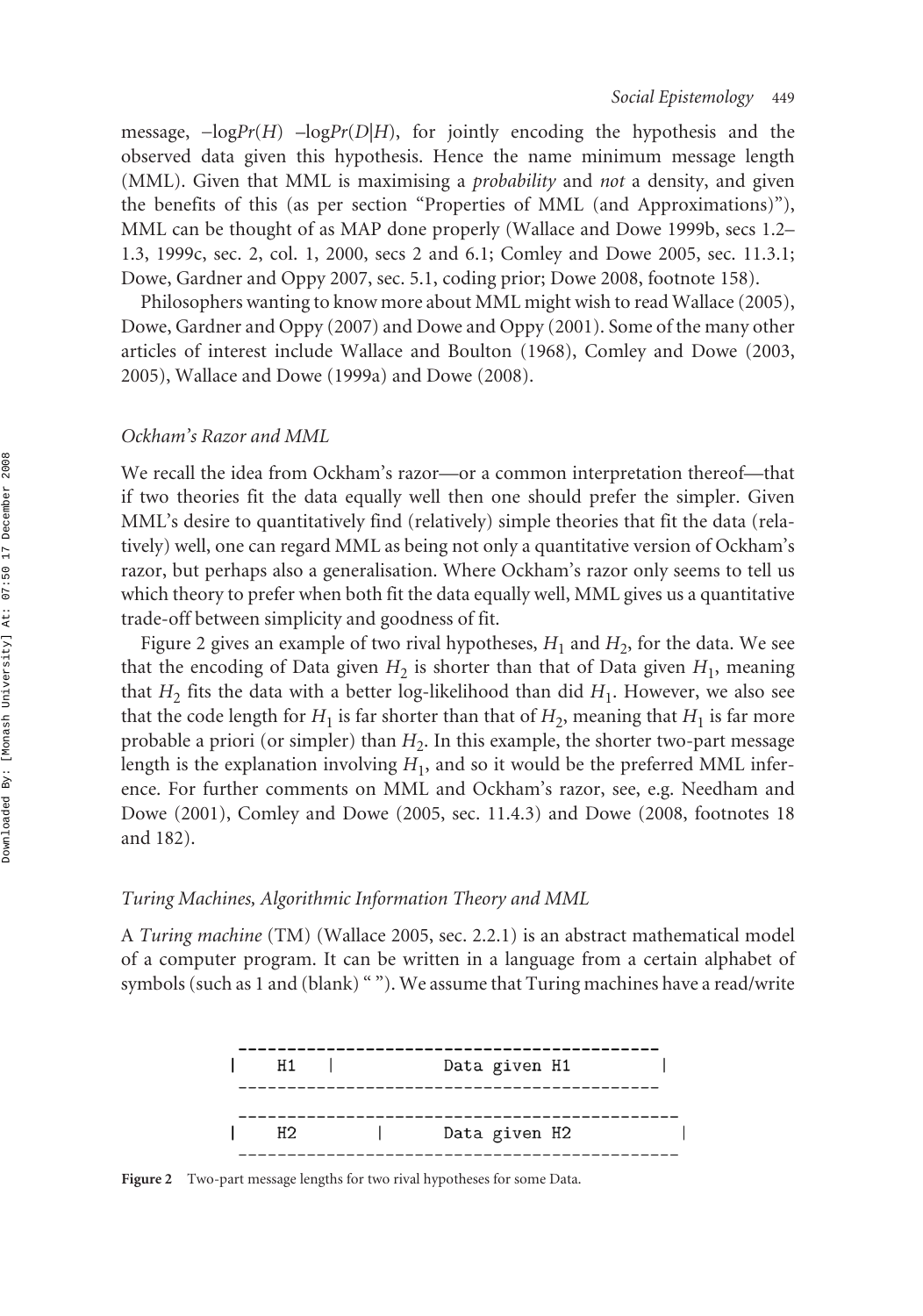message, $-\log Pr(H) - \log Pr(D|H)$, for jointly encoding the hypothesis and the observed data given this hypothesis. Hence the name minimum message length (MML). Given that MML is maximising a *probability* and *not* a density, and given the benefits of this (as per section "Properties of MML (and Approximations)"), MML can be thought of as MAP done properly (Wallace and Dowe 1999b, secs 1.2–1.3, 1999c, sec. 2, col. 1, 2000, secs 2 and 6.1; Comley and Dowe 2005, sec. 11.3.1; Dowe, Gardner and Oppy 2007, sec. 5.1, coding prior; Dowe 2008, footnote 158).

Philosophers wanting to know more about MML might wish to read Wallace (2005), Dowe, Gardner and Oppy (2007) and Dowe and Oppy (2001). Some of the many other articles of interest include Wallace and Boulton (1968), Comley and Dowe (2003, 2005), Wallace and Dowe (1999a) and Dowe (2008).

### *Ockham's Razor and MML*

We recall the idea from Ockham's razor—or a common interpretation thereof—that if two theories fit the data equally well then one should prefer the simpler. Given MML's desire to quantitatively find (relatively) simple theories that fit the data (relatively) well, one can regard MML as being not only a quantitative version of Ockham's razor, but perhaps also a generalisation. Where Ockham's razor only seems to tell us which theory to prefer when both fit the data equally well, MML gives us a quantitative trade-off between simplicity and goodness of fit.

Figure 2 gives an example of two rival hypotheses, $H_1$ and $H_2$, for the data. We see that the encoding of Data given $H_2$ is shorter than that of Data given $H_1$, meaning that $H_2$ fits the data with a better log-likelihood than did $H_1$. However, we also see that the code length for $H_1$ is far shorter than that of $H_2$, meaning that $H_1$ is far more probable a priori (or simpler) than $H_2$. In this example, the shorter two-part message length is the explanation involving $H_1$, and so it would be the preferred MML inference. For further comments on MML and Ockham's razor, see, e.g. Needham and Dowe (2001), Comley and Dowe (2005, sec. 11.4.3) and Dowe (2008, footnotes 18 and 182).

### *Turing Machines, Algorithmic Information Theory and MML*

A *Turing machine* (TM) (Wallace 2005, sec. 2.2.1) is an abstract mathematical model of a computer program. It can be written in a language from a certain alphabet of symbols (such as 1 and (blank) " "). We assume that Turing machines have a read/write

```
 -------------------------------------------
|   H1   |           Data given H1          |
 -------------------------------------------

 ---------------------------------------------
|   H2          |      Data given H2          |
 ---------------------------------------------
```

**Figure 2** Two-part message lengths for two rival hypotheses for some Data.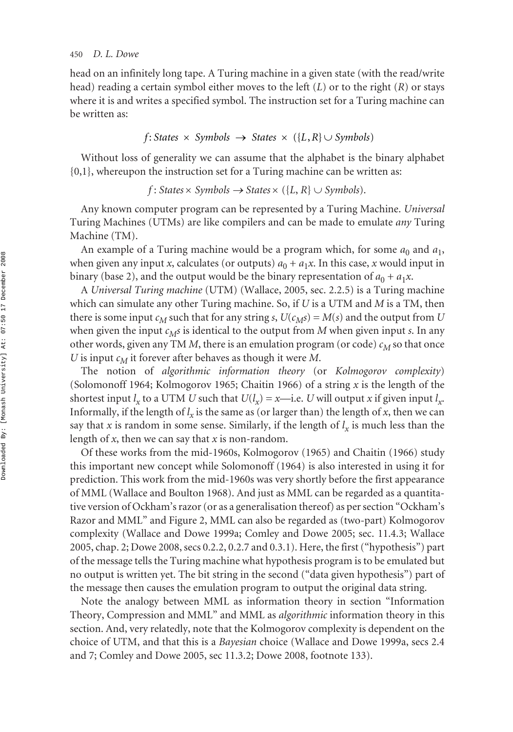head on an infinitely long tape. A Turing machine in a given state (with the read/write head) reading a certain symbol either moves to the left ($L$) or to the right ($R$) or stays where it is and writes a specified symbol. The instruction set for a Turing machine can be written as:

$$f: States \times Symbols \rightarrow States \times (\{L, R\} \cup Symbols)$$

Without loss of generality we can assume that the alphabet is the binary alphabet {0,1}, whereupon the instruction set for a Turing machine can be written as:

$$f: States \times Symbols \rightarrow States \times (\{L, R\} \cup Symbols).$$

Any known computer program can be represented by a Turing Machine. *Universal* Turing Machines (UTMs) are like compilers and can be made to emulate *any* Turing Machine (TM).

An example of a Turing machine would be a program which, for some $a_0$ and $a_1$, when given any input $x$, calculates (or outputs) $a_0 + a_1x$. In this case, $x$ would input in binary (base 2), and the output would be the binary representation of $a_0 + a_1x$.

A *Universal Turing machine* (UTM) (Wallace, 2005, sec. 2.2.5) is a Turing machine which can simulate any other Turing machine. So, if $U$ is a UTM and $M$ is a TM, then there is some input $c_M$ such that for any string $s$, $U(c_Ms) = M(s)$ and the output from $U$ when given the input $c_Ms$ is identical to the output from $M$ when given input $s$. In any other words, given any TM $M$, there is an emulation program (or code) $c_M$ so that once $U$ is input $c_M$ it forever after behaves as though it were $M$.

The notion of *algorithmic information theory* (or *Kolmogorov complexity*) (Solomonoff 1964; Kolmogorov 1965; Chaitin 1966) of a string $x$ is the length of the shortest input $l_x$ to a UTM $U$ such that $U(l_x) = x$—i.e. $U$ will output $x$ if given input $l_x$. Informally, if the length of $l_x$ is the same as (or larger than) the length of $x$, then we can say that $x$ is random in some sense. Similarly, if the length of $l_x$ is much less than the length of $x$, then we can say that $x$ is non-random.

Of these works from the mid-1960s, Kolmogorov (1965) and Chaitin (1966) study this important new concept while Solomonoff (1964) is also interested in using it for prediction. This work from the mid-1960s was very shortly before the first appearance of MML (Wallace and Boulton 1968). And just as MML can be regarded as a quantitative version of Ockham's razor (or as a generalisation thereof) as per section "Ockham's Razor and MML" and Figure 2, MML can also be regarded as (two-part) Kolmogorov complexity (Wallace and Dowe 1999a; Comley and Dowe 2005; sec. 11.4.3; Wallace 2005, chap. 2; Dowe 2008, secs 0.2.2, 0.2.7 and 0.3.1). Here, the first ("hypothesis") part of the message tells the Turing machine what hypothesis program is to be emulated but no output is written yet. The bit string in the second ("data given hypothesis") part of the message then causes the emulation program to output the original data string.

Note the analogy between MML as information theory in section "Information Theory, Compression and MML" and MML as *algorithmic* information theory in this section. And, very relatedly, note that the Kolmogorov complexity is dependent on the choice of UTM, and that this is a *Bayesian* choice (Wallace and Dowe 1999a, secs 2.4 and 7; Comley and Dowe 2005, sec 11.3.2; Dowe 2008, footnote 133).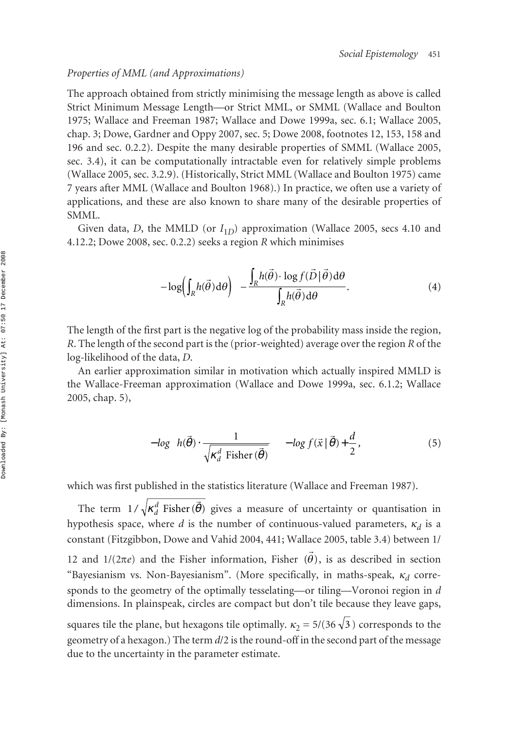*Properties of MML (and Approximations)*

The approach obtained from strictly minimising the message length as above is called Strict Minimum Message Length—or Strict MML, or SMML (Wallace and Boulton 1975; Wallace and Freeman 1987; Wallace and Dowe 1999a, sec. 6.1; Wallace 2005, chap. 3; Dowe, Gardner and Oppy 2007, sec. 5; Dowe 2008, footnotes 12, 153, 158 and 196 and sec. 0.2.2). Despite the many desirable properties of SMML (Wallace 2005, sec. 3.4), it can be computationally intractable even for relatively simple problems (Wallace 2005, sec. 3.2.9). (Historically, Strict MML (Wallace and Boulton 1975) came 7 years after MML (Wallace and Boulton 1968).) In practice, we often use a variety of applications, and these are also known to share many of the desirable properties of SMML.

Given data, *D*, the MMLD (or $I_{1D}$) approximation (Wallace 2005, secs 4.10 and 4.12.2; Dowe 2008, sec. 0.2.2) seeks a region *R* which minimises

$$-\log\left(\int_R h(\vec{\theta})\mathrm{d}\theta\right) \quad - \frac{\int_R h(\vec{\theta}) \cdot \log f(\vec{D}\,|\,\vec{\theta})\mathrm{d}\theta}{\int_R h(\vec{\theta})\mathrm{d}\theta}. \tag{4}$$

The length of the first part is the negative log of the probability mass inside the region, *R*. The length of the second part is the (prior-weighted) average over the region *R* of the log-likelihood of the data, *D*.

An earlier approximation similar in motivation which actually inspired MMLD is the Wallace-Freeman approximation (Wallace and Dowe 1999a, sec. 6.1.2; Wallace 2005, chap. 5),

$$-\log \quad h(\vec{\theta}) \cdot \frac{1}{\sqrt{\kappa_d^d \ \mathrm{Fisher}\,(\vec{\theta})}} \qquad -\log f(\vec{x}\,|\,\vec{\theta}) + \frac{d}{2}, \tag{5}$$

which was first published in the statistics literature (Wallace and Freeman 1987).

The term $1/\sqrt{\kappa_d^d \ \mathrm{Fisher}\,(\vec{\theta})}$ gives a measure of uncertainty or quantisation in hypothesis space, where *d* is the number of continuous-valued parameters, $\kappa_d$ is a constant (Fitzgibbon, Dowe and Vahid 2004, 441; Wallace 2005, table 3.4) between 1/12 and $1/(2\pi e)$ and the Fisher information, Fisher $(\vec{\theta})$, is as described in section "Bayesianism vs. Non-Bayesianism". (More specifically, in maths-speak, $\kappa_d$ corresponds to the geometry of the optimally tesselating—or tiling—Voronoi region in *d* dimensions. In plainspeak, circles are compact but don't tile because they leave gaps, squares tile the plane, but hexagons tile optimally. $\kappa_2 = 5/(36\sqrt{3})$ corresponds to the geometry of a hexagon.) The term *d*/2 is the round-off in the second part of the message due to the uncertainty in the parameter estimate.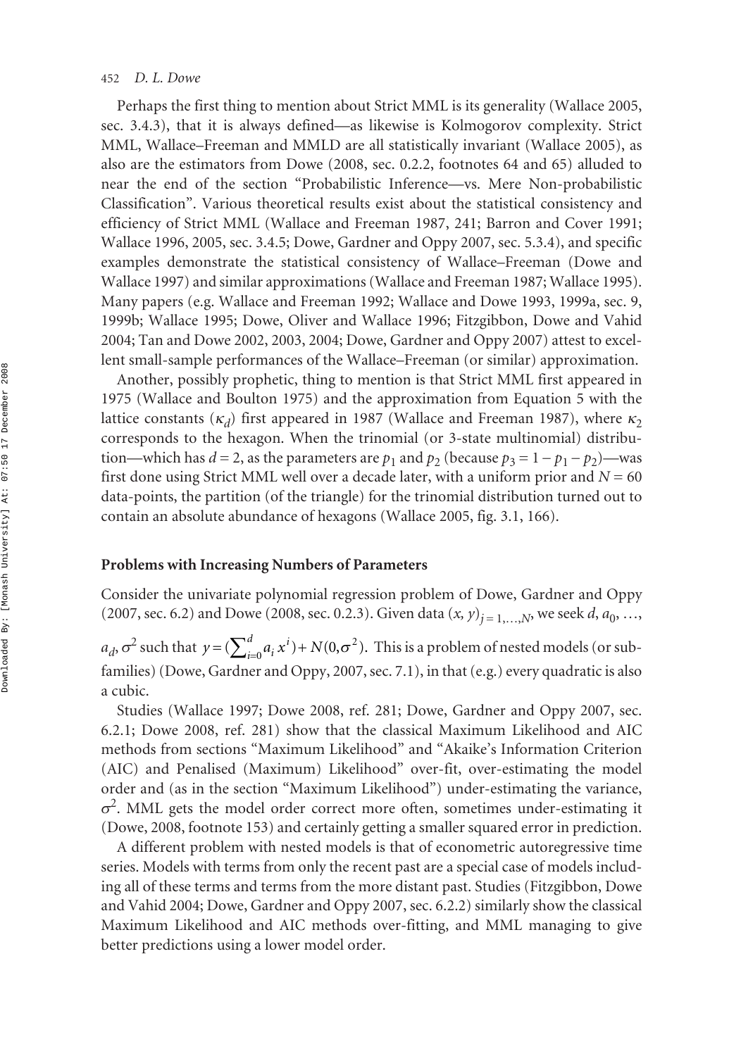Perhaps the first thing to mention about Strict MML is its generality (Wallace 2005, sec. 3.4.3), that it is always defined—as likewise is Kolmogorov complexity. Strict MML, Wallace–Freeman and MMLD are all statistically invariant (Wallace 2005), as also are the estimators from Dowe (2008, sec. 0.2.2, footnotes 64 and 65) alluded to near the end of the section "Probabilistic Inference—vs. Mere Non-probabilistic Classification". Various theoretical results exist about the statistical consistency and efficiency of Strict MML (Wallace and Freeman 1987, 241; Barron and Cover 1991; Wallace 1996, 2005, sec. 3.4.5; Dowe, Gardner and Oppy 2007, sec. 5.3.4), and specific examples demonstrate the statistical consistency of Wallace–Freeman (Dowe and Wallace 1997) and similar approximations (Wallace and Freeman 1987; Wallace 1995). Many papers (e.g. Wallace and Freeman 1992; Wallace and Dowe 1993, 1999a, sec. 9, 1999b; Wallace 1995; Dowe, Oliver and Wallace 1996; Fitzgibbon, Dowe and Vahid 2004; Tan and Dowe 2002, 2003, 2004; Dowe, Gardner and Oppy 2007) attest to excellent small-sample performances of the Wallace–Freeman (or similar) approximation.

Another, possibly prophetic, thing to mention is that Strict MML first appeared in 1975 (Wallace and Boulton 1975) and the approximation from Equation 5 with the lattice constants ($\kappa_d$) first appeared in 1987 (Wallace and Freeman 1987), where $\kappa_2$ corresponds to the hexagon. When the trinomial (or 3-state multinomial) distribution—which has $d = 2$, as the parameters are $p_1$ and $p_2$ (because $p_3 = 1 - p_1 - p_2$)—was first done using Strict MML well over a decade later, with a uniform prior and $N = 60$ data-points, the partition (of the triangle) for the trinomial distribution turned out to contain an absolute abundance of hexagons (Wallace 2005, fig. 3.1, 166).

## Problems with Increasing Numbers of Parameters

Consider the univariate polynomial regression problem of Dowe, Gardner and Oppy (2007, sec. 6.2) and Dowe (2008, sec. 0.2.3). Given data $(x, y)_{j=1,\ldots,N}$, we seek $d, a_0, \ldots, a_d, \sigma^2$ such that $y = (\sum_{i=0}^{d} a_i x^i) + N(0, \sigma^2)$. This is a problem of nested models (or subfamilies) (Dowe, Gardner and Oppy, 2007, sec. 7.1), in that (e.g.) every quadratic is also a cubic.

Studies (Wallace 1997; Dowe 2008, ref. 281; Dowe, Gardner and Oppy 2007, sec. 6.2.1; Dowe 2008, ref. 281) show that the classical Maximum Likelihood and AIC methods from sections "Maximum Likelihood" and "Akaike's Information Criterion (AIC) and Penalised (Maximum) Likelihood" over-fit, over-estimating the model order and (as in the section "Maximum Likelihood") under-estimating the variance, $\sigma^2$. MML gets the model order correct more often, sometimes under-estimating it (Dowe, 2008, footnote 153) and certainly getting a smaller squared error in prediction.

A different problem with nested models is that of econometric autoregressive time series. Models with terms from only the recent past are a special case of models including all of these terms and terms from the more distant past. Studies (Fitzgibbon, Dowe and Vahid 2004; Dowe, Gardner and Oppy 2007, sec. 6.2.2) similarly show the classical Maximum Likelihood and AIC methods over-fitting, and MML managing to give better predictions using a lower model order.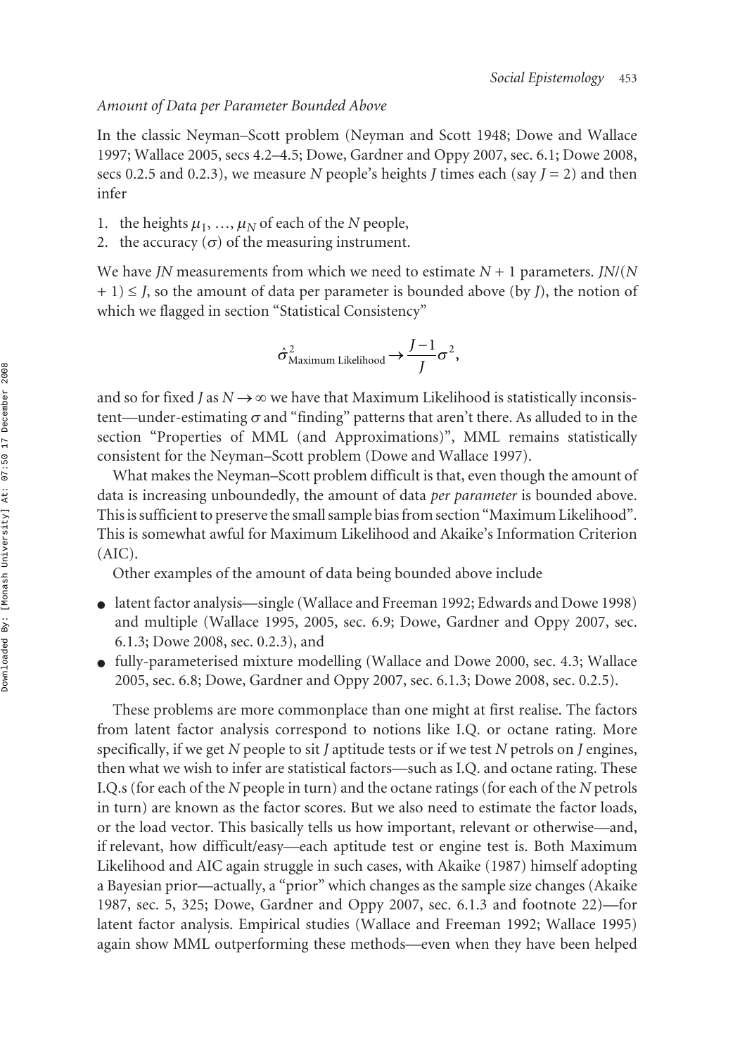*Amount of Data per Parameter Bounded Above*

In the classic Neyman–Scott problem (Neyman and Scott 1948; Dowe and Wallace 1997; Wallace 2005, secs 4.2–4.5; Dowe, Gardner and Oppy 2007, sec. 6.1; Dowe 2008, secs 0.2.5 and 0.2.3), we measure $N$ people's heights $J$ times each (say $J = 2$) and then infer

1. the heights $\mu_1, \ldots, \mu_N$ of each of the $N$ people,
2. the accuracy ($\sigma$) of the measuring instrument.

We have $JN$ measurements from which we need to estimate $N + 1$ parameters. $JN/(N + 1) \leq J$, so the amount of data per parameter is bounded above (by $J$), the notion of which we flagged in section "Statistical Consistency"

$$\hat{\sigma}^2_{\text{Maximum Likelihood}} \rightarrow \frac{J-1}{J}\sigma^2,$$

and so for fixed $J$ as $N \rightarrow \infty$ we have that Maximum Likelihood is statistically inconsistent—under-estimating $\sigma$ and "finding" patterns that aren't there. As alluded to in the section "Properties of MML (and Approximations)", MML remains statistically consistent for the Neyman–Scott problem (Dowe and Wallace 1997).

What makes the Neyman–Scott problem difficult is that, even though the amount of data is increasing unboundedly, the amount of data *per parameter* is bounded above. This is sufficient to preserve the small sample bias from section "Maximum Likelihood". This is somewhat awful for Maximum Likelihood and Akaike's Information Criterion (AIC).

Other examples of the amount of data being bounded above include

- latent factor analysis—single (Wallace and Freeman 1992; Edwards and Dowe 1998) and multiple (Wallace 1995, 2005, sec. 6.9; Dowe, Gardner and Oppy 2007, sec. 6.1.3; Dowe 2008, sec. 0.2.3), and
- fully-parameterised mixture modelling (Wallace and Dowe 2000, sec. 4.3; Wallace 2005, sec. 6.8; Dowe, Gardner and Oppy 2007, sec. 6.1.3; Dowe 2008, sec. 0.2.5).

These problems are more commonplace than one might at first realise. The factors from latent factor analysis correspond to notions like I.Q. or octane rating. More specifically, if we get $N$ people to sit $J$ aptitude tests or if we test $N$ petrols on $J$ engines, then what we wish to infer are statistical factors—such as I.Q. and octane rating. These I.Q.s (for each of the $N$ people in turn) and the octane ratings (for each of the $N$ petrols in turn) are known as the factor scores. But we also need to estimate the factor loads, or the load vector. This basically tells us how important, relevant or otherwise—and, if relevant, how difficult/easy—each aptitude test or engine test is. Both Maximum Likelihood and AIC again struggle in such cases, with Akaike (1987) himself adopting a Bayesian prior—actually, a "prior" which changes as the sample size changes (Akaike 1987, sec. 5, 325; Dowe, Gardner and Oppy 2007, sec. 6.1.3 and footnote 22)—for latent factor analysis. Empirical studies (Wallace and Freeman 1992; Wallace 1995) again show MML outperforming these methods—even when they have been helped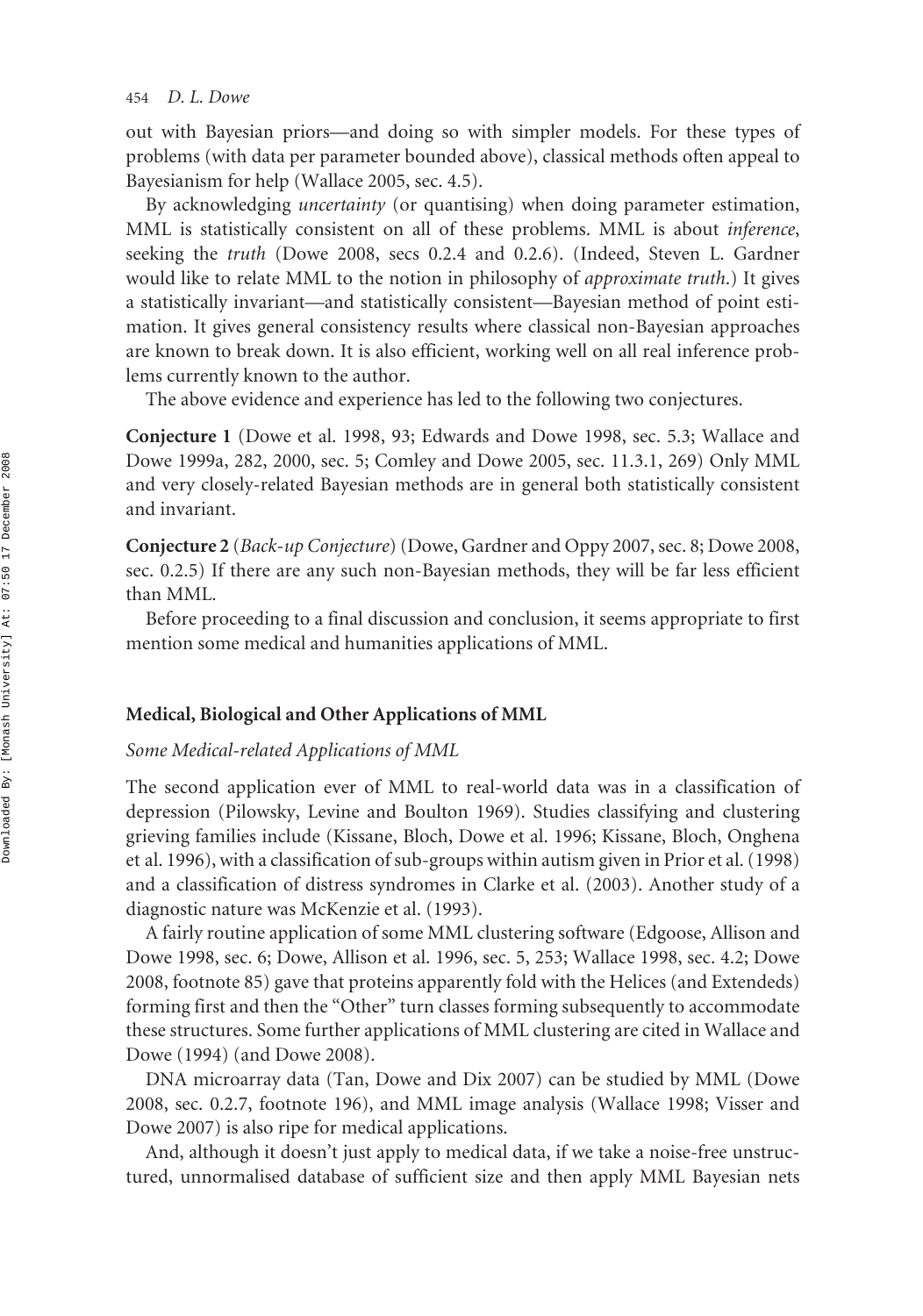out with Bayesian priors—and doing so with simpler models. For these types of problems (with data per parameter bounded above), classical methods often appeal to Bayesianism for help (Wallace 2005, sec. 4.5).

By acknowledging *uncertainty* (or quantising) when doing parameter estimation, MML is statistically consistent on all of these problems. MML is about *inference*, seeking the *truth* (Dowe 2008, secs 0.2.4 and 0.2.6). (Indeed, Steven L. Gardner would like to relate MML to the notion in philosophy of *approximate truth*.) It gives a statistically invariant—and statistically consistent—Bayesian method of point estimation. It gives general consistency results where classical non-Bayesian approaches are known to break down. It is also efficient, working well on all real inference problems currently known to the author.

The above evidence and experience has led to the following two conjectures.

**Conjecture 1** (Dowe et al. 1998, 93; Edwards and Dowe 1998, sec. 5.3; Wallace and Dowe 1999a, 282, 2000, sec. 5; Comley and Dowe 2005, sec. 11.3.1, 269) Only MML and very closely-related Bayesian methods are in general both statistically consistent and invariant.

**Conjecture 2** (*Back-up Conjecture*) (Dowe, Gardner and Oppy 2007, sec. 8; Dowe 2008, sec. 0.2.5) If there are any such non-Bayesian methods, they will be far less efficient than MML.

Before proceeding to a final discussion and conclusion, it seems appropriate to first mention some medical and humanities applications of MML.

## Medical, Biological and Other Applications of MML

### *Some Medical-related Applications of MML*

The second application ever of MML to real-world data was in a classification of depression (Pilowsky, Levine and Boulton 1969). Studies classifying and clustering grieving families include (Kissane, Bloch, Dowe et al. 1996; Kissane, Bloch, Onghena et al. 1996), with a classification of sub-groups within autism given in Prior et al. (1998) and a classification of distress syndromes in Clarke et al. (2003). Another study of a diagnostic nature was McKenzie et al. (1993).

A fairly routine application of some MML clustering software (Edgoose, Allison and Dowe 1998, sec. 6; Dowe, Allison et al. 1996, sec. 5, 253; Wallace 1998, sec. 4.2; Dowe 2008, footnote 85) gave that proteins apparently fold with the Helices (and Extendeds) forming first and then the "Other" turn classes forming subsequently to accommodate these structures. Some further applications of MML clustering are cited in Wallace and Dowe (1994) (and Dowe 2008).

DNA microarray data (Tan, Dowe and Dix 2007) can be studied by MML (Dowe 2008, sec. 0.2.7, footnote 196), and MML image analysis (Wallace 1998; Visser and Dowe 2007) is also ripe for medical applications.

And, although it doesn't just apply to medical data, if we take a noise-free unstructured, unnormalised database of sufficient size and then apply MML Bayesian nets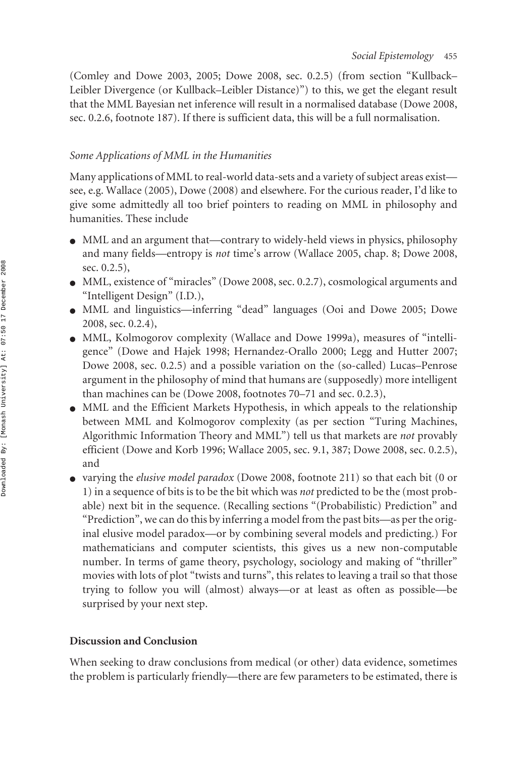(Comley and Dowe 2003, 2005; Dowe 2008, sec. 0.2.5) (from section "Kullback–Leibler Divergence (or Kullback–Leibler Distance)") to this, we get the elegant result that the MML Bayesian net inference will result in a normalised database (Dowe 2008, sec. 0.2.6, footnote 187). If there is sufficient data, this will be a full normalisation.

### *Some Applications of MML in the Humanities*

Many applications of MML to real-world data-sets and a variety of subject areas exist—see, e.g. Wallace (2005), Dowe (2008) and elsewhere. For the curious reader, I'd like to give some admittedly all too brief pointers to reading on MML in philosophy and humanities. These include

- MML and an argument that—contrary to widely-held views in physics, philosophy and many fields—entropy is *not* time's arrow (Wallace 2005, chap. 8; Dowe 2008, sec. 0.2.5),
- MML, existence of "miracles" (Dowe 2008, sec. 0.2.7), cosmological arguments and "Intelligent Design" (I.D.),
- MML and linguistics—inferring "dead" languages (Ooi and Dowe 2005; Dowe 2008, sec. 0.2.4),
- MML, Kolmogorov complexity (Wallace and Dowe 1999a), measures of "intelligence" (Dowe and Hajek 1998; Hernandez-Orallo 2000; Legg and Hutter 2007; Dowe 2008, sec. 0.2.5) and a possible variation on the (so-called) Lucas–Penrose argument in the philosophy of mind that humans are (supposedly) more intelligent than machines can be (Dowe 2008, footnotes 70–71 and sec. 0.2.3),
- MML and the Efficient Markets Hypothesis, in which appeals to the relationship between MML and Kolmogorov complexity (as per section "Turing Machines, Algorithmic Information Theory and MML") tell us that markets are *not* provably efficient (Dowe and Korb 1996; Wallace 2005, sec. 9.1, 387; Dowe 2008, sec. 0.2.5), and
- varying the *elusive model paradox* (Dowe 2008, footnote 211) so that each bit (0 or 1) in a sequence of bits is to be the bit which was *not* predicted to be the (most probable) next bit in the sequence. (Recalling sections "(Probabilistic) Prediction" and "Prediction", we can do this by inferring a model from the past bits—as per the original elusive model paradox—or by combining several models and predicting.) For mathematicians and computer scientists, this gives us a new non-computable number. In terms of game theory, psychology, sociology and making of "thriller" movies with lots of plot "twists and turns", this relates to leaving a trail so that those trying to follow you will (almost) always—or at least as often as possible—be surprised by your next step.

## **Discussion and Conclusion**

When seeking to draw conclusions from medical (or other) data evidence, sometimes the problem is particularly friendly—there are few parameters to be estimated, there is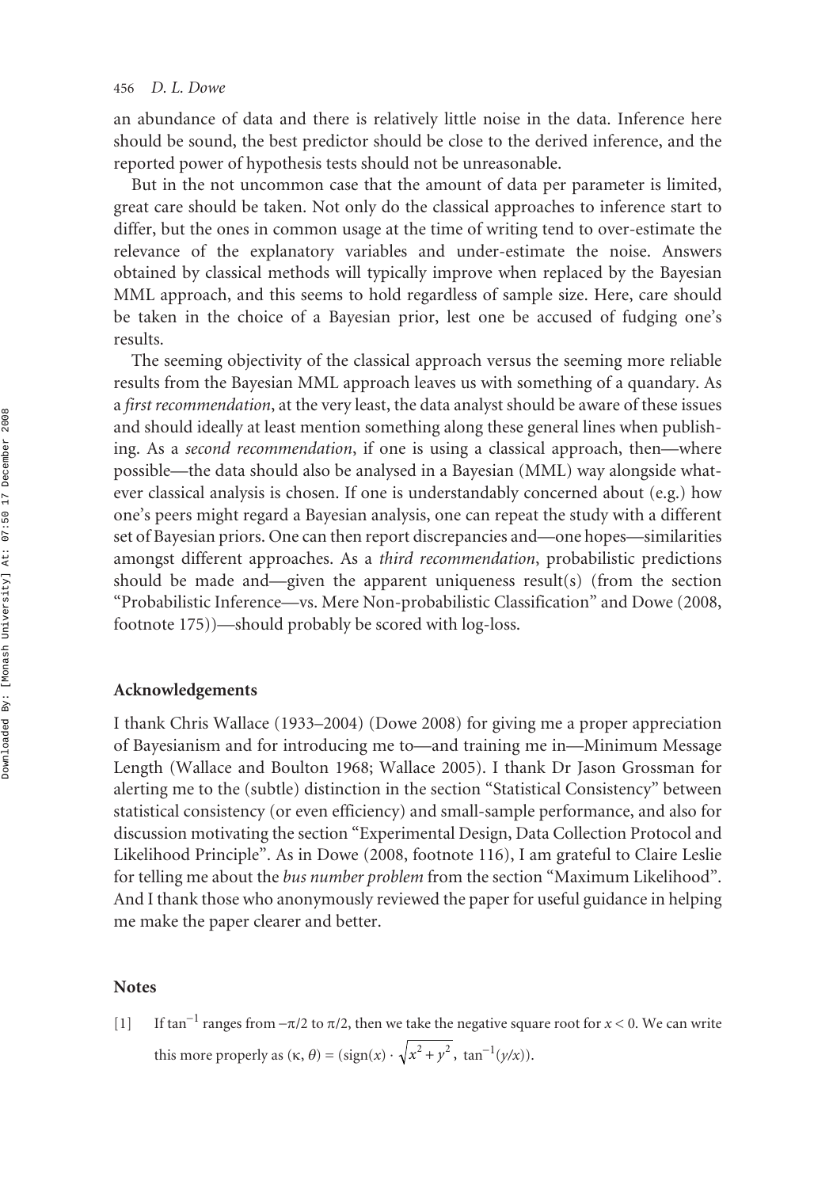an abundance of data and there is relatively little noise in the data. Inference here should be sound, the best predictor should be close to the derived inference, and the reported power of hypothesis tests should not be unreasonable.

But in the not uncommon case that the amount of data per parameter is limited, great care should be taken. Not only do the classical approaches to inference start to differ, but the ones in common usage at the time of writing tend to over-estimate the relevance of the explanatory variables and under-estimate the noise. Answers obtained by classical methods will typically improve when replaced by the Bayesian MML approach, and this seems to hold regardless of sample size. Here, care should be taken in the choice of a Bayesian prior, lest one be accused of fudging one's results.

The seeming objectivity of the classical approach versus the seeming more reliable results from the Bayesian MML approach leaves us with something of a quandary. As a *first recommendation*, at the very least, the data analyst should be aware of these issues and should ideally at least mention something along these general lines when publishing. As a *second recommendation*, if one is using a classical approach, then—where possible—the data should also be analysed in a Bayesian (MML) way alongside whatever classical analysis is chosen. If one is understandably concerned about (e.g.) how one's peers might regard a Bayesian analysis, one can repeat the study with a different set of Bayesian priors. One can then report discrepancies and—one hopes—similarities amongst different approaches. As a *third recommendation*, probabilistic predictions should be made and—given the apparent uniqueness result(s) (from the section "Probabilistic Inference—vs. Mere Non-probabilistic Classification" and Dowe (2008, footnote 175))—should probably be scored with log-loss.

## Acknowledgements

I thank Chris Wallace (1933–2004) (Dowe 2008) for giving me a proper appreciation of Bayesianism and for introducing me to—and training me in—Minimum Message Length (Wallace and Boulton 1968; Wallace 2005). I thank Dr Jason Grossman for alerting me to the (subtle) distinction in the section "Statistical Consistency" between statistical consistency (or even efficiency) and small-sample performance, and also for discussion motivating the section "Experimental Design, Data Collection Protocol and Likelihood Principle". As in Dowe (2008, footnote 116), I am grateful to Claire Leslie for telling me about the *bus number problem* from the section "Maximum Likelihood". And I thank those who anonymously reviewed the paper for useful guidance in helping me make the paper clearer and better.

## Notes

[1] If $\tan^{-1}$ ranges from $-\pi/2$ to $\pi/2$, then we take the negative square root for $x < 0$. We can write this more properly as $(\kappa, \theta) = (\text{sign}(x) \cdot \sqrt{x^2 + y^2},\ \tan^{-1}(y/x))$.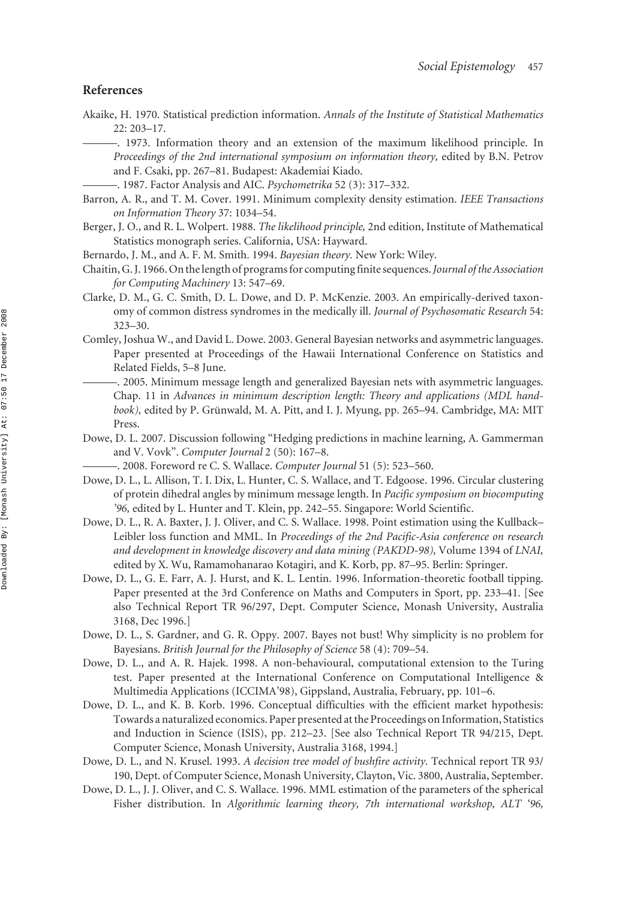## References

Akaike, H. 1970. Statistical prediction information. *Annals of the Institute of Statistical Mathematics* 22: 203–17.

———. 1973. Information theory and an extension of the maximum likelihood principle. In *Proceedings of the 2nd international symposium on information theory,* edited by B.N. Petrov and F. Csaki, pp. 267–81. Budapest: Akademiai Kiado.

———. 1987. Factor Analysis and AIC. *Psychometrika* 52 (3): 317–332.

Barron, A. R., and T. M. Cover. 1991. Minimum complexity density estimation. *IEEE Transactions on Information Theory* 37: 1034–54.

Berger, J. O., and R. L. Wolpert. 1988. *The likelihood principle,* 2nd edition, Institute of Mathematical Statistics monograph series. California, USA: Hayward.

Bernardo, J. M., and A. F. M. Smith. 1994. *Bayesian theory.* New York: Wiley.

Chaitin, G. J. 1966. On the length of programs for computing finite sequences. *Journal of the Association for Computing Machinery* 13: 547–69.

Clarke, D. M., G. C. Smith, D. L. Dowe, and D. P. McKenzie. 2003. An empirically-derived taxonomy of common distress syndromes in the medically ill. *Journal of Psychosomatic Research* 54: 323–30.

Comley, Joshua W., and David L. Dowe. 2003. General Bayesian networks and asymmetric languages. Paper presented at Proceedings of the Hawaii International Conference on Statistics and Related Fields, 5–8 June.

———. 2005. Minimum message length and generalized Bayesian nets with asymmetric languages. Chap. 11 in *Advances in minimum description length: Theory and applications (MDL handbook),* edited by P. Grünwald, M. A. Pitt, and I. J. Myung, pp. 265–94. Cambridge, MA: MIT Press.

Dowe, D. L. 2007. Discussion following "Hedging predictions in machine learning, A. Gammerman and V. Vovk". *Computer Journal* 2 (50): 167–8.

———. 2008. Foreword re C. S. Wallace. *Computer Journal* 51 (5): 523–560.

Dowe, D. L., L. Allison, T. I. Dix, L. Hunter, C. S. Wallace, and T. Edgoose. 1996. Circular clustering of protein dihedral angles by minimum message length. In *Pacific symposium on biocomputing '96,* edited by L. Hunter and T. Klein, pp. 242–55. Singapore: World Scientific.

Dowe, D. L., R. A. Baxter, J. J. Oliver, and C. S. Wallace. 1998. Point estimation using the Kullback–Leibler loss function and MML. In *Proceedings of the 2nd Pacific-Asia conference on research and development in knowledge discovery and data mining (PAKDD-98),* Volume 1394 of *LNAI,* edited by X. Wu, Ramamohanarao Kotagiri, and K. Korb, pp. 87–95. Berlin: Springer.

Dowe, D. L., G. E. Farr, A. J. Hurst, and K. L. Lentin. 1996. Information-theoretic football tipping. Paper presented at the 3rd Conference on Maths and Computers in Sport, pp. 233–41. [See also Technical Report TR 96/297, Dept. Computer Science, Monash University, Australia 3168, Dec 1996.]

Dowe, D. L., S. Gardner, and G. R. Oppy. 2007. Bayes not bust! Why simplicity is no problem for Bayesians. *British Journal for the Philosophy of Science* 58 (4): 709–54.

Dowe, D. L., and A. R. Hajek. 1998. A non-behavioural, computational extension to the Turing test. Paper presented at the International Conference on Computational Intelligence & Multimedia Applications (ICCIMA'98), Gippsland, Australia, February, pp. 101–6.

Dowe, D. L., and K. B. Korb. 1996. Conceptual difficulties with the efficient market hypothesis: Towards a naturalized economics. Paper presented at the Proceedings on Information, Statistics and Induction in Science (ISIS), pp. 212–23. [See also Technical Report TR 94/215, Dept. Computer Science, Monash University, Australia 3168, 1994.]

Dowe, D. L., and N. Krusel. 1993. *A decision tree model of bushfire activity.* Technical report TR 93/190, Dept. of Computer Science, Monash University, Clayton, Vic. 3800, Australia, September.

Dowe, D. L., J. J. Oliver, and C. S. Wallace. 1996. MML estimation of the parameters of the spherical Fisher distribution. In *Algorithmic learning theory, 7th international workshop, ALT '96,*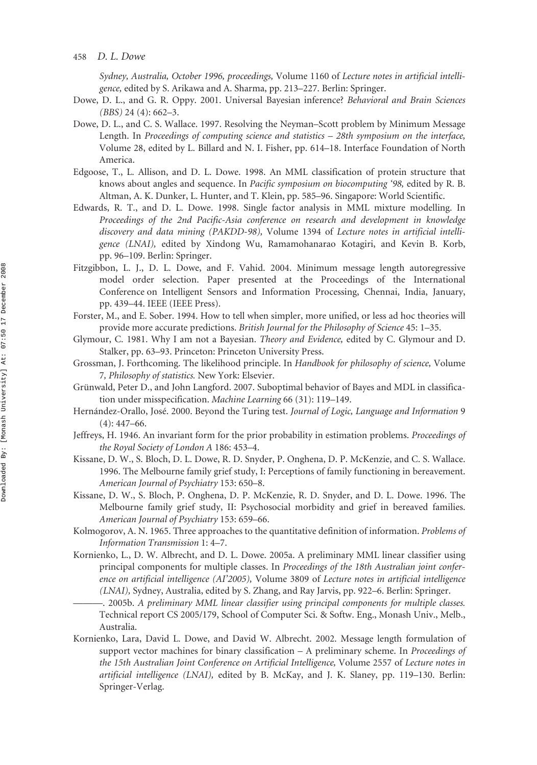*Sydney, Australia, October 1996, proceedings,* Volume 1160 of *Lecture notes in artificial intelligence,* edited by S. Arikawa and A. Sharma, pp. 213–227. Berlin: Springer.

Dowe, D. L., and G. R. Oppy. 2001. Universal Bayesian inference? *Behavioral and Brain Sciences (BBS)* 24 (4): 662–3.

Dowe, D. L., and C. S. Wallace. 1997. Resolving the Neyman–Scott problem by Minimum Message Length. In *Proceedings of computing science and statistics – 28th symposium on the interface,* Volume 28, edited by L. Billard and N. I. Fisher, pp. 614–18. Interface Foundation of North America.

Edgoose, T., L. Allison, and D. L. Dowe. 1998. An MML classification of protein structure that knows about angles and sequence. In *Pacific symposium on biocomputing '98,* edited by R. B. Altman, A. K. Dunker, L. Hunter, and T. Klein, pp. 585–96. Singapore: World Scientific.

Edwards, R. T., and D. L. Dowe. 1998. Single factor analysis in MML mixture modelling. In *Proceedings of the 2nd Pacific-Asia conference on research and development in knowledge discovery and data mining (PAKDD-98),* Volume 1394 of *Lecture notes in artificial intelligence (LNAI),* edited by Xindong Wu, Ramamohanarao Kotagiri, and Kevin B. Korb, pp. 96–109. Berlin: Springer.

Fitzgibbon, L. J., D. L. Dowe, and F. Vahid. 2004. Minimum message length autoregressive model order selection. Paper presented at the Proceedings of the International Conference on Intelligent Sensors and Information Processing, Chennai, India, January, pp. 439–44. IEEE (IEEE Press).

Forster, M., and E. Sober. 1994. How to tell when simpler, more unified, or less ad hoc theories will provide more accurate predictions. *British Journal for the Philosophy of Science* 45: 1–35.

Glymour, C. 1981. Why I am not a Bayesian. *Theory and Evidence,* edited by C. Glymour and D. Stalker, pp. 63–93. Princeton: Princeton University Press.

Grossman, J. Forthcoming. The likelihood principle. In *Handbook for philosophy of science,* Volume 7, *Philosophy of statistics.* New York: Elsevier.

Grünwald, Peter D., and John Langford. 2007. Suboptimal behavior of Bayes and MDL in classification under misspecification. *Machine Learning* 66 (31): 119–149.

Hernández-Orallo, José. 2000. Beyond the Turing test. *Journal of Logic, Language and Information* 9 (4): 447–66.

Jeffreys, H. 1946. An invariant form for the prior probability in estimation problems. *Proceedings of the Royal Society of London A* 186: 453–4.

Kissane, D. W., S. Bloch, D. L. Dowe, R. D. Snyder, P. Onghena, D. P. McKenzie, and C. S. Wallace. 1996. The Melbourne family grief study, I: Perceptions of family functioning in bereavement. *American Journal of Psychiatry* 153: 650–8.

Kissane, D. W., S. Bloch, P. Onghena, D. P. McKenzie, R. D. Snyder, and D. L. Dowe. 1996. The Melbourne family grief study, II: Psychosocial morbidity and grief in bereaved families. *American Journal of Psychiatry* 153: 659–66.

Kolmogorov, A. N. 1965. Three approaches to the quantitative definition of information. *Problems of Information Transmission* 1: 4–7.

Kornienko, L., D. W. Albrecht, and D. L. Dowe. 2005a. A preliminary MML linear classifier using principal components for multiple classes. In *Proceedings of the 18th Australian joint conference on artificial intelligence (AI'2005),* Volume 3809 of *Lecture notes in artificial intelligence (LNAI),* Sydney, Australia, edited by S. Zhang, and Ray Jarvis, pp. 922–6. Berlin: Springer.

———. 2005b. *A preliminary MML linear classifier using principal components for multiple classes.* Technical report CS 2005/179, School of Computer Sci. & Softw. Eng., Monash Univ., Melb., Australia.

Kornienko, Lara, David L. Dowe, and David W. Albrecht. 2002. Message length formulation of support vector machines for binary classification – A preliminary scheme. In *Proceedings of the 15th Australian Joint Conference on Artificial Intelligence,* Volume 2557 of *Lecture notes in artificial intelligence (LNAI),* edited by B. McKay, and J. K. Slaney, pp. 119–130. Berlin: Springer-Verlag.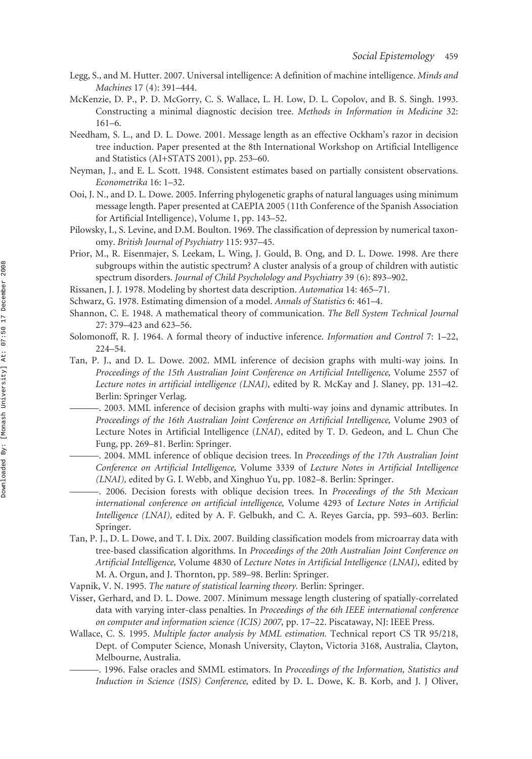Legg, S., and M. Hutter. 2007. Universal intelligence: A definition of machine intelligence. *Minds and Machines* 17 (4): 391–444.

McKenzie, D. P., P. D. McGorry, C. S. Wallace, L. H. Low, D. L. Copolov, and B. S. Singh. 1993. Constructing a minimal diagnostic decision tree. *Methods in Information in Medicine* 32: 161–6.

Needham, S. L., and D. L. Dowe. 2001. Message length as an effective Ockham's razor in decision tree induction. Paper presented at the 8th International Workshop on Artificial Intelligence and Statistics (AI+STATS 2001), pp. 253–60.

Neyman, J., and E. L. Scott. 1948. Consistent estimates based on partially consistent observations. *Econometrika* 16: 1–32.

Ooi, J. N., and D. L. Dowe. 2005. Inferring phylogenetic graphs of natural languages using minimum message length. Paper presented at CAEPIA 2005 (11th Conference of the Spanish Association for Artificial Intelligence), Volume 1, pp. 143–52.

Pilowsky, I., S. Levine, and D.M. Boulton. 1969. The classification of depression by numerical taxonomy. *British Journal of Psychiatry* 115: 937–45.

Prior, M., R. Eisenmajer, S. Leekam, L. Wing, J. Gould, B. Ong, and D. L. Dowe. 1998. Are there subgroups within the autistic spectrum? A cluster analysis of a group of children with autistic spectrum disorders. *Journal of Child Psycholology and Psychiatry* 39 (6): 893–902.

Rissanen, J. J. 1978. Modeling by shortest data description. *Automatica* 14: 465–71.

Schwarz, G. 1978. Estimating dimension of a model. *Annals of Statistics* 6: 461–4.

Shannon, C. E. 1948. A mathematical theory of communication. *The Bell System Technical Journal* 27: 379–423 and 623–56.

Solomonoff, R. J. 1964. A formal theory of inductive inference. *Information and Control* 7: 1–22, 224–54.

Tan, P. J., and D. L. Dowe. 2002. MML inference of decision graphs with multi-way joins. In *Proceedings of the 15th Australian Joint Conference on Artificial Intelligence,* Volume 2557 of *Lecture notes in artificial intelligence (LNAI),* edited by R. McKay and J. Slaney, pp. 131–42. Berlin: Springer Verlag.

———. 2003. MML inference of decision graphs with multi-way joins and dynamic attributes. In *Proceedings of the 16th Australian Joint Conference on Artificial Intelligence,* Volume 2903 of Lecture Notes in Artificial Intelligence (*LNAI*), edited by T. D. Gedeon, and L. Chun Che Fung, pp. 269–81. Berlin: Springer.

———. 2004. MML inference of oblique decision trees. In *Proceedings of the 17th Australian Joint Conference on Artificial Intelligence,* Volume 3339 of *Lecture Notes in Artificial Intelligence (LNAI),* edited by G. I. Webb, and Xinghuo Yu, pp. 1082–8. Berlin: Springer.

———. 2006. Decision forests with oblique decision trees. In *Proceedings of the 5th Mexican international conference on artificial intelligence,* Volume 4293 of *Lecture Notes in Artificial Intelligence (LNAI),* edited by A. F. Gelbukh, and C. A. Reyes García, pp. 593–603. Berlin: Springer.

Tan, P. J., D. L. Dowe, and T. I. Dix. 2007. Building classification models from microarray data with tree-based classification algorithms. In *Proceedings of the 20th Australian Joint Conference on Artificial Intelligence,* Volume 4830 of *Lecture Notes in Artificial Intelligence (LNAI),* edited by M. A. Orgun, and J. Thornton, pp. 589–98. Berlin: Springer.

Vapnik, V. N. 1995. *The nature of statistical learning theory.* Berlin: Springer.

Visser, Gerhard, and D. L. Dowe. 2007. Minimum message length clustering of spatially-correlated data with varying inter-class penalties. In *Proceedings of the 6th IEEE international conference on computer and information science (ICIS) 2007,* pp. 17–22. Piscataway, NJ: IEEE Press.

Wallace, C. S. 1995. *Multiple factor analysis by MML estimation.* Technical report CS TR 95/218, Dept. of Computer Science, Monash University, Clayton, Victoria 3168, Australia, Clayton, Melbourne, Australia.

———. 1996. False oracles and SMML estimators. In *Proceedings of the Information, Statistics and Induction in Science (ISIS) Conference,* edited by D. L. Dowe, K. B. Korb, and J. J Oliver,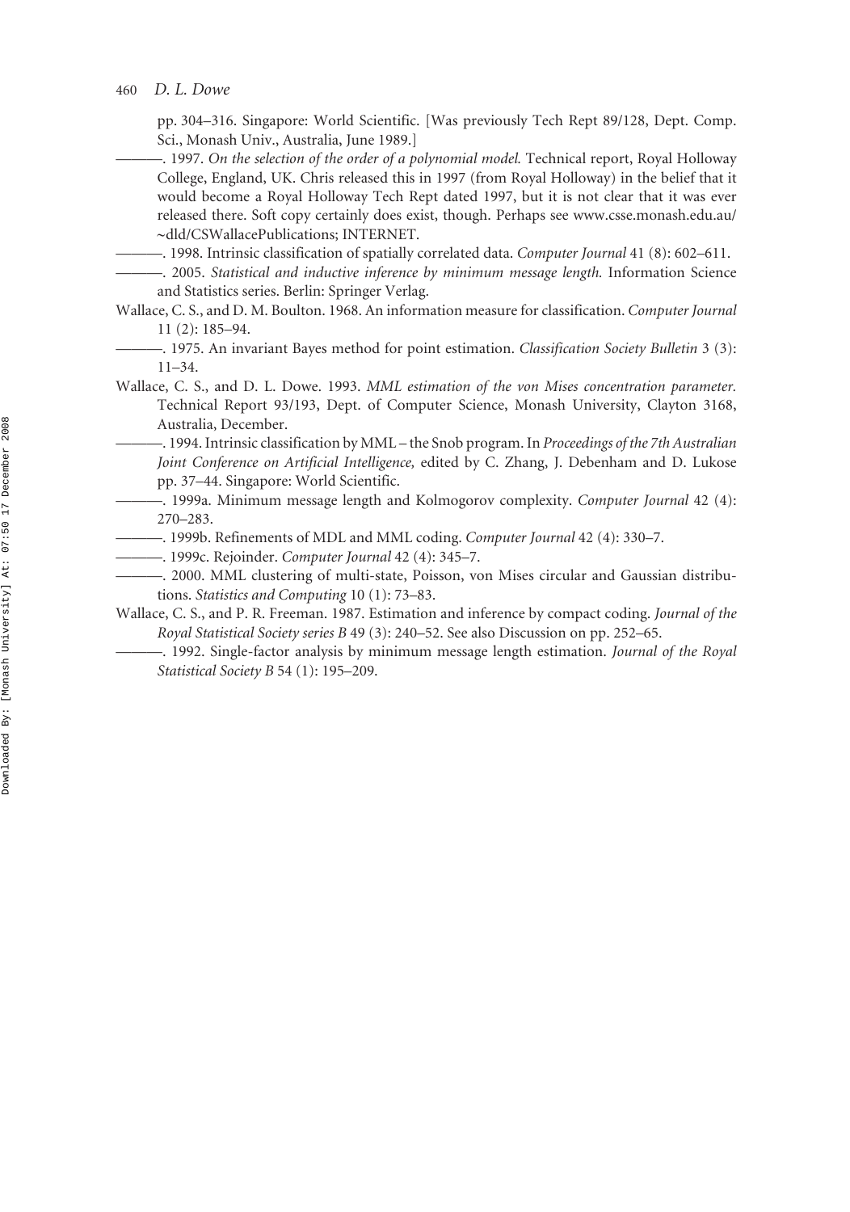pp. 304–316. Singapore: World Scientific. [Was previously Tech Rept 89/128, Dept. Comp. Sci., Monash Univ., Australia, June 1989.]

———. 1997. *On the selection of the order of a polynomial model.* Technical report, Royal Holloway College, England, UK. Chris released this in 1997 (from Royal Holloway) in the belief that it would become a Royal Holloway Tech Rept dated 1997, but it is not clear that it was ever released there. Soft copy certainly does exist, though. Perhaps see www.csse.monash.edu.au/~dld/CSWallacePublications; INTERNET.

———. 1998. Intrinsic classification of spatially correlated data. *Computer Journal* 41 (8): 602–611.

———. 2005. *Statistical and inductive inference by minimum message length.* Information Science and Statistics series. Berlin: Springer Verlag.

Wallace, C. S., and D. M. Boulton. 1968. An information measure for classification. *Computer Journal* 11 (2): 185–94.

———. 1975. An invariant Bayes method for point estimation. *Classification Society Bulletin* 3 (3): 11–34.

Wallace, C. S., and D. L. Dowe. 1993. *MML estimation of the von Mises concentration parameter.* Technical Report 93/193, Dept. of Computer Science, Monash University, Clayton 3168, Australia, December.

———. 1994. Intrinsic classification by MML – the Snob program. In *Proceedings of the 7th Australian Joint Conference on Artificial Intelligence,* edited by C. Zhang, J. Debenham and D. Lukose pp. 37–44. Singapore: World Scientific.

———. 1999a. Minimum message length and Kolmogorov complexity. *Computer Journal* 42 (4): 270–283.

———. 1999b. Refinements of MDL and MML coding. *Computer Journal* 42 (4): 330–7.

———. 1999c. Rejoinder. *Computer Journal* 42 (4): 345–7.

———. 2000. MML clustering of multi-state, Poisson, von Mises circular and Gaussian distributions. *Statistics and Computing* 10 (1): 73–83.

Wallace, C. S., and P. R. Freeman. 1987. Estimation and inference by compact coding. *Journal of the Royal Statistical Society series B* 49 (3): 240–52. See also Discussion on pp. 252–65.

———. 1992. Single-factor analysis by minimum message length estimation. *Journal of the Royal Statistical Society B* 54 (1): 195–209.